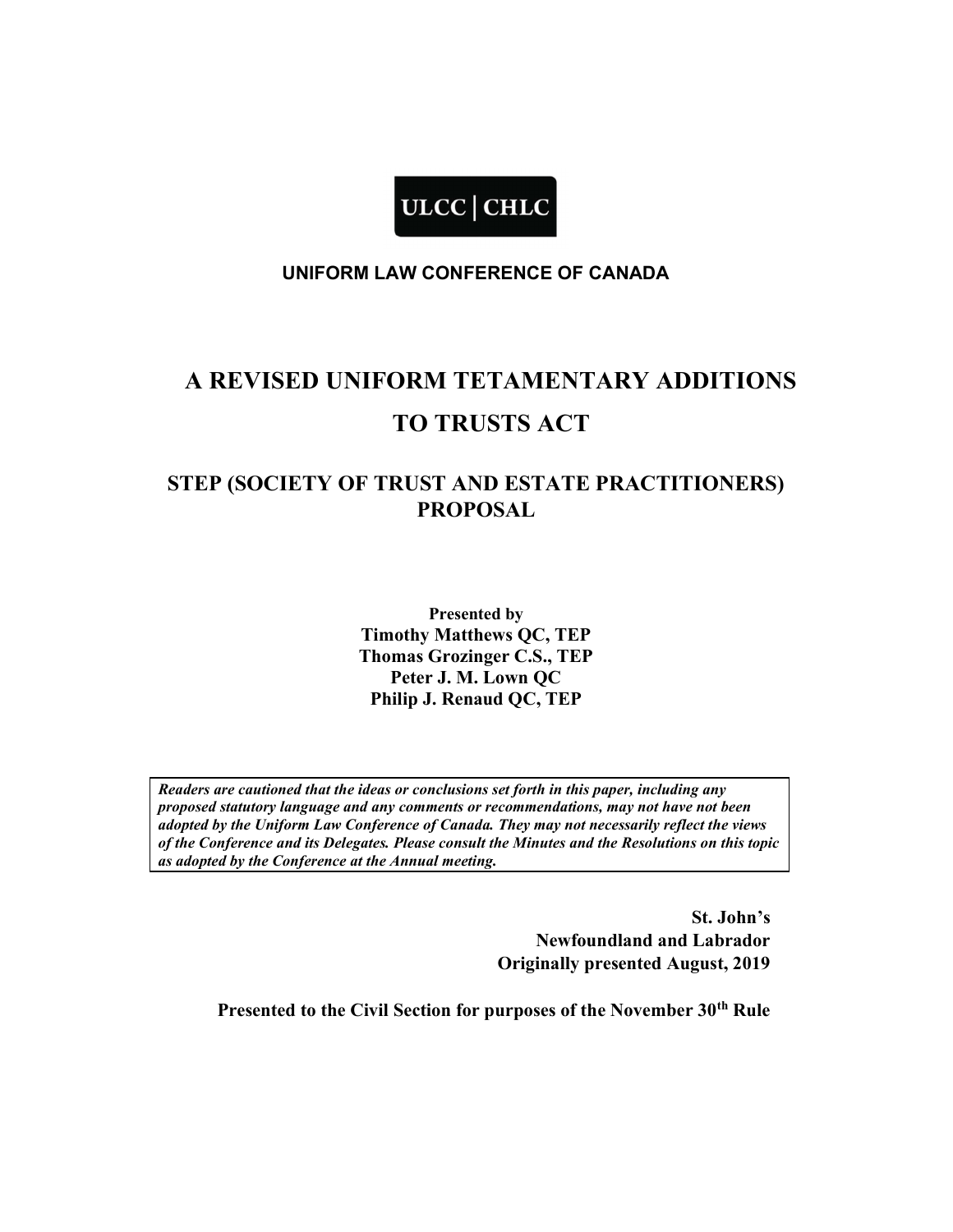ULCC | CHLC

**UNIFORM LAW CONFERENCE OF CANADA**

# A REVISED UNIFORM TETAMENTARY ADDITIONS TO TRUSTS ACT

## STEP (SOCIETY OF TRUST AND ESTATE PRACTITIONERS) PROPOSAL

**Presented by**
**Timothy Matthews QC, TEP**
**Thomas Grozinger C.S., TEP**
**Peter J. M. Lown QC**
**Philip J. Renaud QC, TEP**

***Readers are cautioned that the ideas or conclusions set forth in this paper, including any proposed statutory language and any comments or recommendations, may not have not been adopted by the Uniform Law Conference of Canada. They may not necessarily reflect the views of the Conference and its Delegates. Please consult the Minutes and the Resolutions on this topic as adopted by the Conference at the Annual meeting.***

**St. John's**
**Newfoundland and Labrador**
**Originally presented August, 2019**

**Presented to the Civil Section for purposes of the November 30th Rule**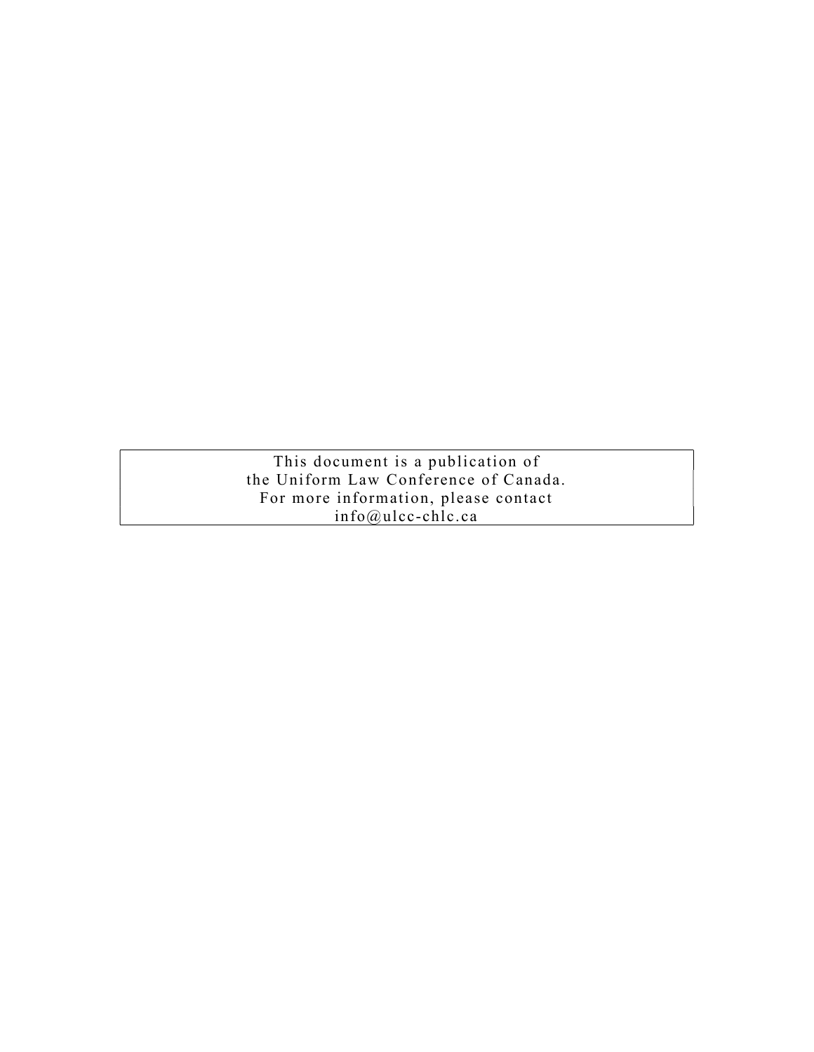This document is a publication of
the Uniform Law Conference of Canada.
For more information, please contact
info@ulcc-chlc.ca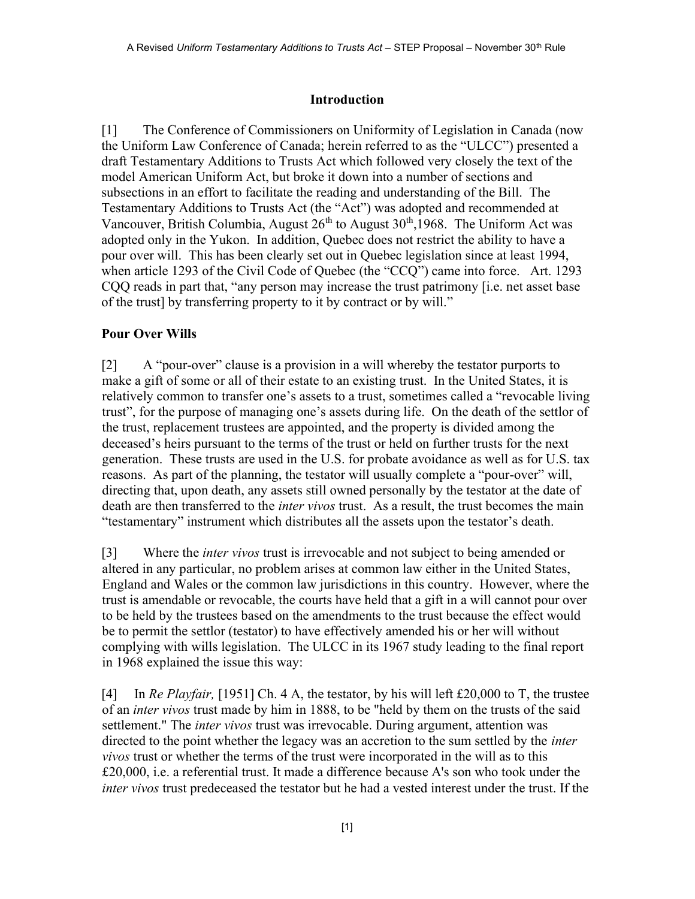## Introduction

[1] The Conference of Commissioners on Uniformity of Legislation in Canada (now the Uniform Law Conference of Canada; herein referred to as the "ULCC") presented a draft Testamentary Additions to Trusts Act which followed very closely the text of the model American Uniform Act, but broke it down into a number of sections and subsections in an effort to facilitate the reading and understanding of the Bill. The Testamentary Additions to Trusts Act (the "Act") was adopted and recommended at Vancouver, British Columbia, August 26th to August 30th,1968. The Uniform Act was adopted only in the Yukon. In addition, Quebec does not restrict the ability to have a pour over will. This has been clearly set out in Quebec legislation since at least 1994, when article 1293 of the Civil Code of Quebec (the "CCQ") came into force. Art. 1293 CQQ reads in part that, "any person may increase the trust patrimony [i.e. net asset base of the trust] by transferring property to it by contract or by will."

## Pour Over Wills

[2] A "pour-over" clause is a provision in a will whereby the testator purports to make a gift of some or all of their estate to an existing trust. In the United States, it is relatively common to transfer one's assets to a trust, sometimes called a "revocable living trust", for the purpose of managing one's assets during life. On the death of the settlor of the trust, replacement trustees are appointed, and the property is divided among the deceased's heirs pursuant to the terms of the trust or held on further trusts for the next generation. These trusts are used in the U.S. for probate avoidance as well as for U.S. tax reasons. As part of the planning, the testator will usually complete a "pour-over" will, directing that, upon death, any assets still owned personally by the testator at the date of death are then transferred to the *inter vivos* trust. As a result, the trust becomes the main "testamentary" instrument which distributes all the assets upon the testator's death.

[3] Where the *inter vivos* trust is irrevocable and not subject to being amended or altered in any particular, no problem arises at common law either in the United States, England and Wales or the common law jurisdictions in this country. However, where the trust is amendable or revocable, the courts have held that a gift in a will cannot pour over to be held by the trustees based on the amendments to the trust because the effect would be to permit the settlor (testator) to have effectively amended his or her will without complying with wills legislation. The ULCC in its 1967 study leading to the final report in 1968 explained the issue this way:

[4] In *Re Playfair,* [1951] Ch. 4 A, the testator, by his will left £20,000 to T, the trustee of an *inter vivos* trust made by him in 1888, to be "held by them on the trusts of the said settlement." The *inter vivos* trust was irrevocable. During argument, attention was directed to the point whether the legacy was an accretion to the sum settled by the *inter vivos* trust or whether the terms of the trust were incorporated in the will as to this £20,000, i.e. a referential trust. It made a difference because A's son who took under the *inter vivos* trust predeceased the testator but he had a vested interest under the trust. If the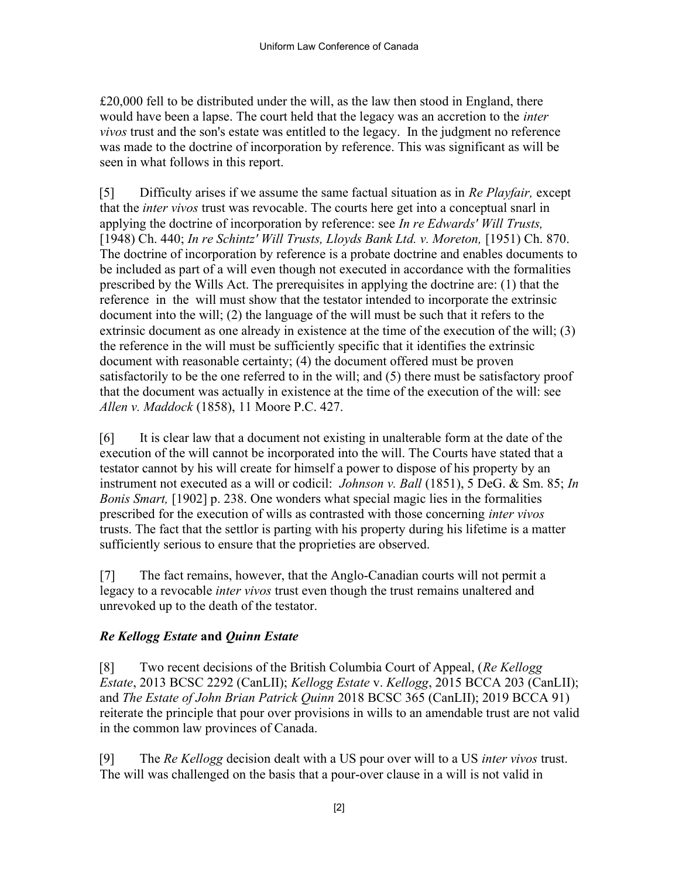£20,000 fell to be distributed under the will, as the law then stood in England, there would have been a lapse. The court held that the legacy was an accretion to the *inter vivos* trust and the son's estate was entitled to the legacy. In the judgment no reference was made to the doctrine of incorporation by reference. This was significant as will be seen in what follows in this report.

[5] Difficulty arises if we assume the same factual situation as in *Re Playfair,* except that the *inter vivos* trust was revocable. The courts here get into a conceptual snarl in applying the doctrine of incorporation by reference: see *In re Edwards' Will Trusts,* [1948) Ch. 440; *In re Schintz' Will Trusts, Lloyds Bank Ltd. v. Moreton,* [1951) Ch. 870. The doctrine of incorporation by reference is a probate doctrine and enables documents to be included as part of a will even though not executed in accordance with the formalities prescribed by the Wills Act. The prerequisites in applying the doctrine are: (1) that the reference in the will must show that the testator intended to incorporate the extrinsic document into the will; (2) the language of the will must be such that it refers to the extrinsic document as one already in existence at the time of the execution of the will; (3) the reference in the will must be sufficiently specific that it identifies the extrinsic document with reasonable certainty; (4) the document offered must be proven satisfactorily to be the one referred to in the will; and (5) there must be satisfactory proof that the document was actually in existence at the time of the execution of the will: see *Allen v. Maddock* (1858), 11 Moore P.C. 427.

[6] It is clear law that a document not existing in unalterable form at the date of the execution of the will cannot be incorporated into the will. The Courts have stated that a testator cannot by his will create for himself a power to dispose of his property by an instrument not executed as a will or codicil: *Johnson v. Ball* (1851), 5 DeG. & Sm. 85; *In Bonis Smart,* [1902] p. 238. One wonders what special magic lies in the formalities prescribed for the execution of wills as contrasted with those concerning *inter vivos* trusts. The fact that the settlor is parting with his property during his lifetime is a matter sufficiently serious to ensure that the proprieties are observed.

[7] The fact remains, however, that the Anglo-Canadian courts will not permit a legacy to a revocable *inter vivos* trust even though the trust remains unaltered and unrevoked up to the death of the testator.

### *Re Kellogg Estate* and *Quinn Estate*

[8] Two recent decisions of the British Columbia Court of Appeal, (*Re Kellogg Estate*, 2013 BCSC 2292 (CanLII); *Kellogg Estate* v. *Kellogg*, 2015 BCCA 203 (CanLII); and *The Estate of John Brian Patrick Quinn* 2018 BCSC 365 (CanLII); 2019 BCCA 91) reiterate the principle that pour over provisions in wills to an amendable trust are not valid in the common law provinces of Canada.

[9] The *Re Kellogg* decision dealt with a US pour over will to a US *inter vivos* trust. The will was challenged on the basis that a pour-over clause in a will is not valid in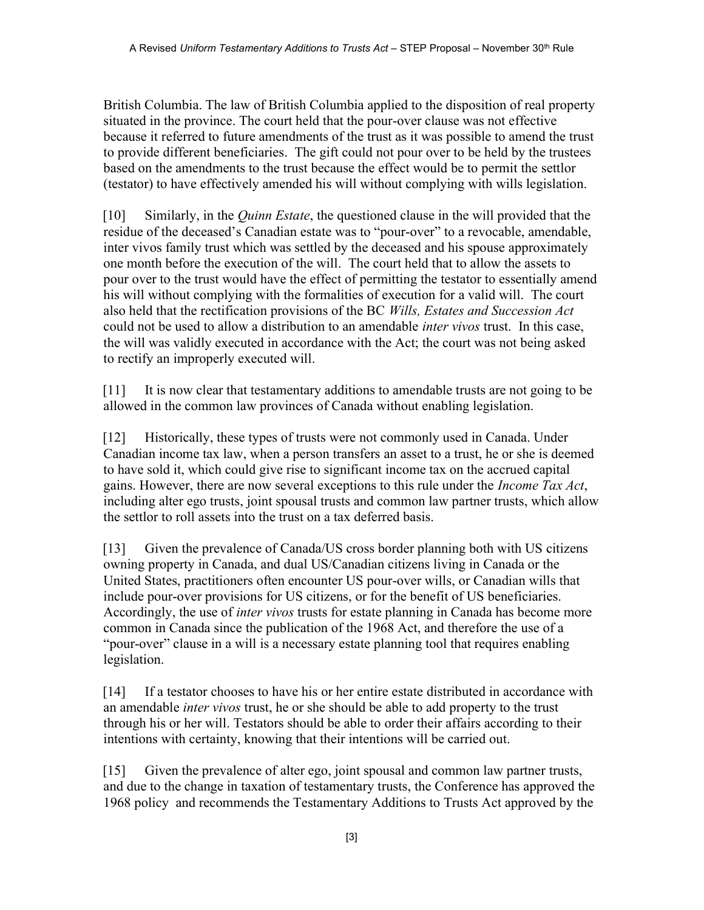British Columbia. The law of British Columbia applied to the disposition of real property situated in the province. The court held that the pour-over clause was not effective because it referred to future amendments of the trust as it was possible to amend the trust to provide different beneficiaries. The gift could not pour over to be held by the trustees based on the amendments to the trust because the effect would be to permit the settlor (testator) to have effectively amended his will without complying with wills legislation.

[10] Similarly, in the *Quinn Estate*, the questioned clause in the will provided that the residue of the deceased's Canadian estate was to "pour-over" to a revocable, amendable, inter vivos family trust which was settled by the deceased and his spouse approximately one month before the execution of the will. The court held that to allow the assets to pour over to the trust would have the effect of permitting the testator to essentially amend his will without complying with the formalities of execution for a valid will. The court also held that the rectification provisions of the BC *Wills, Estates and Succession Act* could not be used to allow a distribution to an amendable *inter vivos* trust. In this case, the will was validly executed in accordance with the Act; the court was not being asked to rectify an improperly executed will.

[11] It is now clear that testamentary additions to amendable trusts are not going to be allowed in the common law provinces of Canada without enabling legislation.

[12] Historically, these types of trusts were not commonly used in Canada. Under Canadian income tax law, when a person transfers an asset to a trust, he or she is deemed to have sold it, which could give rise to significant income tax on the accrued capital gains. However, there are now several exceptions to this rule under the *Income Tax Act*, including alter ego trusts, joint spousal trusts and common law partner trusts, which allow the settlor to roll assets into the trust on a tax deferred basis.

[13] Given the prevalence of Canada/US cross border planning both with US citizens owning property in Canada, and dual US/Canadian citizens living in Canada or the United States, practitioners often encounter US pour-over wills, or Canadian wills that include pour-over provisions for US citizens, or for the benefit of US beneficiaries. Accordingly, the use of *inter vivos* trusts for estate planning in Canada has become more common in Canada since the publication of the 1968 Act, and therefore the use of a "pour-over" clause in a will is a necessary estate planning tool that requires enabling legislation.

[14] If a testator chooses to have his or her entire estate distributed in accordance with an amendable *inter vivos* trust, he or she should be able to add property to the trust through his or her will. Testators should be able to order their affairs according to their intentions with certainty, knowing that their intentions will be carried out.

[15] Given the prevalence of alter ego, joint spousal and common law partner trusts, and due to the change in taxation of testamentary trusts, the Conference has approved the 1968 policy and recommends the Testamentary Additions to Trusts Act approved by the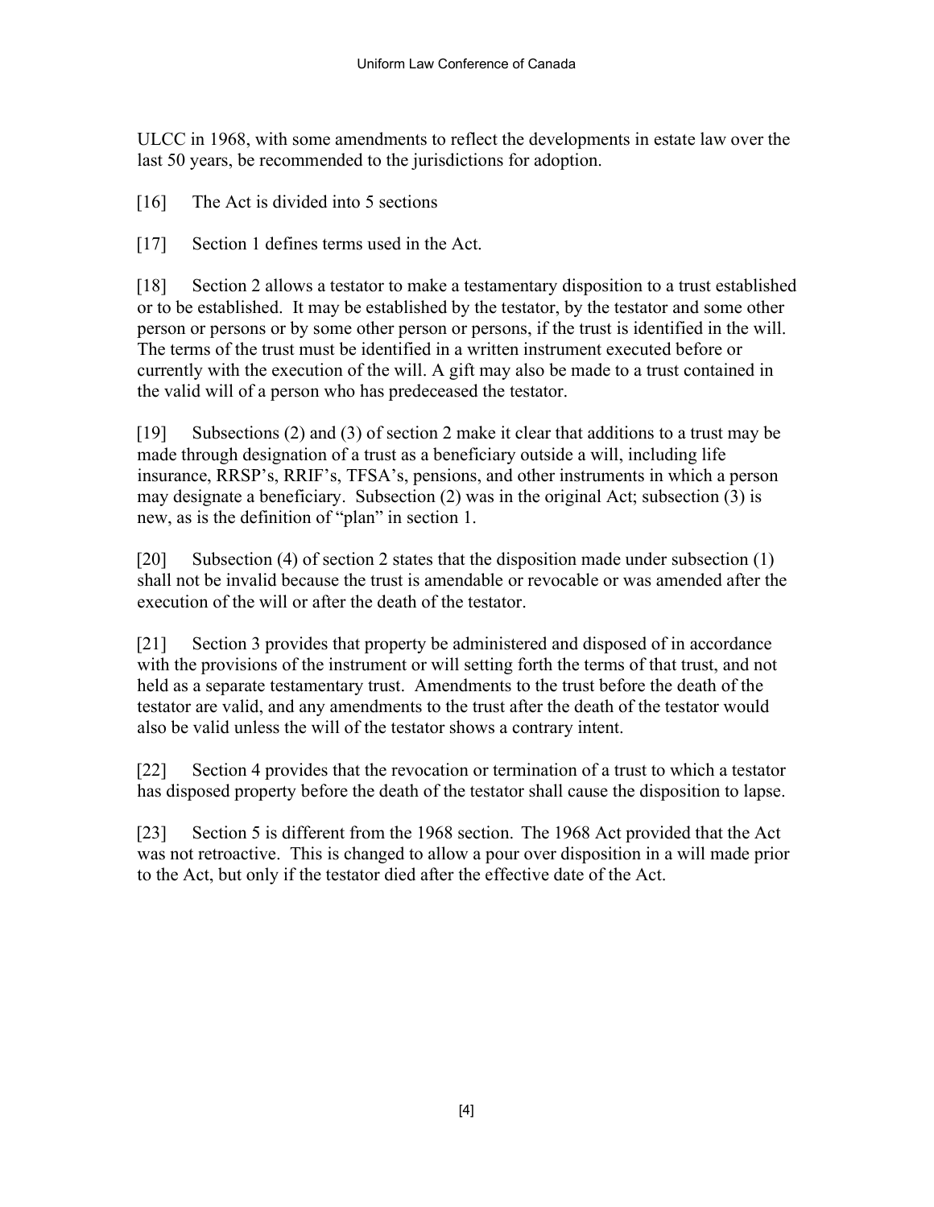ULCC in 1968, with some amendments to reflect the developments in estate law over the last 50 years, be recommended to the jurisdictions for adoption.

[16] The Act is divided into 5 sections

[17] Section 1 defines terms used in the Act.

[18] Section 2 allows a testator to make a testamentary disposition to a trust established or to be established. It may be established by the testator, by the testator and some other person or persons or by some other person or persons, if the trust is identified in the will. The terms of the trust must be identified in a written instrument executed before or currently with the execution of the will. A gift may also be made to a trust contained in the valid will of a person who has predeceased the testator.

[19] Subsections (2) and (3) of section 2 make it clear that additions to a trust may be made through designation of a trust as a beneficiary outside a will, including life insurance, RRSP's, RRIF's, TFSA's, pensions, and other instruments in which a person may designate a beneficiary. Subsection (2) was in the original Act; subsection (3) is new, as is the definition of "plan" in section 1.

[20] Subsection (4) of section 2 states that the disposition made under subsection (1) shall not be invalid because the trust is amendable or revocable or was amended after the execution of the will or after the death of the testator.

[21] Section 3 provides that property be administered and disposed of in accordance with the provisions of the instrument or will setting forth the terms of that trust, and not held as a separate testamentary trust. Amendments to the trust before the death of the testator are valid, and any amendments to the trust after the death of the testator would also be valid unless the will of the testator shows a contrary intent.

[22] Section 4 provides that the revocation or termination of a trust to which a testator has disposed property before the death of the testator shall cause the disposition to lapse.

[23] Section 5 is different from the 1968 section. The 1968 Act provided that the Act was not retroactive. This is changed to allow a pour over disposition in a will made prior to the Act, but only if the testator died after the effective date of the Act.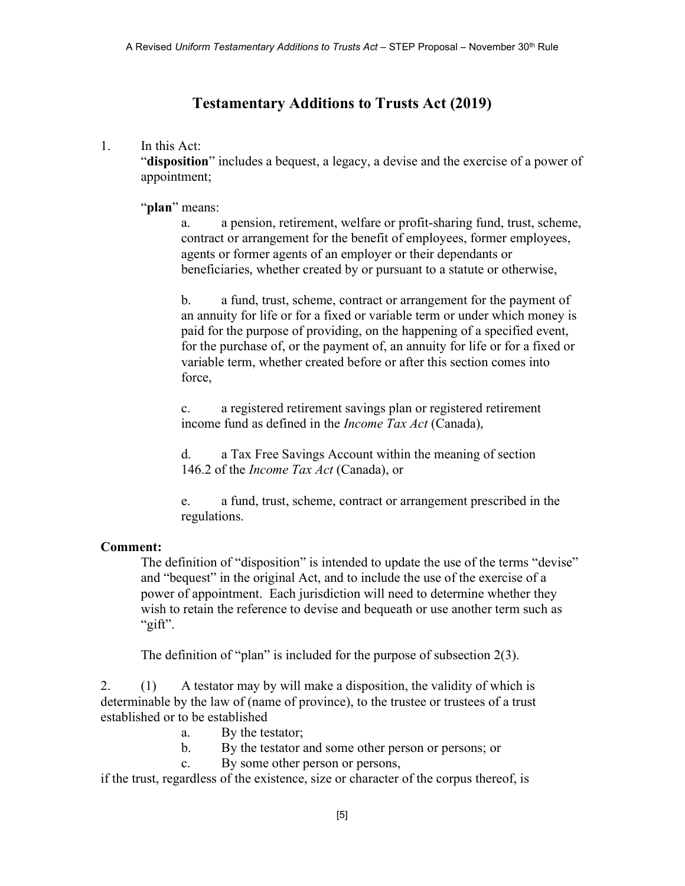# Testamentary Additions to Trusts Act (2019)

1. In this Act:

   "**disposition**" includes a bequest, a legacy, a devise and the exercise of a power of appointment;

   "**plan**" means:

   a. a pension, retirement, welfare or profit-sharing fund, trust, scheme, contract or arrangement for the benefit of employees, former employees, agents or former agents of an employer or their dependants or beneficiaries, whether created by or pursuant to a statute or otherwise,

   b. a fund, trust, scheme, contract or arrangement for the payment of an annuity for life or for a fixed or variable term or under which money is paid for the purpose of providing, on the happening of a specified event, for the purchase of, or the payment of, an annuity for life or for a fixed or variable term, whether created before or after this section comes into force,

   c. a registered retirement savings plan or registered retirement income fund as defined in the *Income Tax Act* (Canada),

   d. a Tax Free Savings Account within the meaning of section 146.2 of the *Income Tax Act* (Canada), or

   e. a fund, trust, scheme, contract or arrangement prescribed in the regulations.

**Comment:**

The definition of "disposition" is intended to update the use of the terms "devise" and "bequest" in the original Act, and to include the use of the exercise of a power of appointment. Each jurisdiction will need to determine whether they wish to retain the reference to devise and bequeath or use another term such as "gift".

The definition of "plan" is included for the purpose of subsection 2(3).

2. (1) A testator may by will make a disposition, the validity of which is determinable by the law of (name of province), to the trustee or trustees of a trust established or to be established

   a. By the testator;
   b. By the testator and some other person or persons; or
   c. By some other person or persons,

if the trust, regardless of the existence, size or character of the corpus thereof, is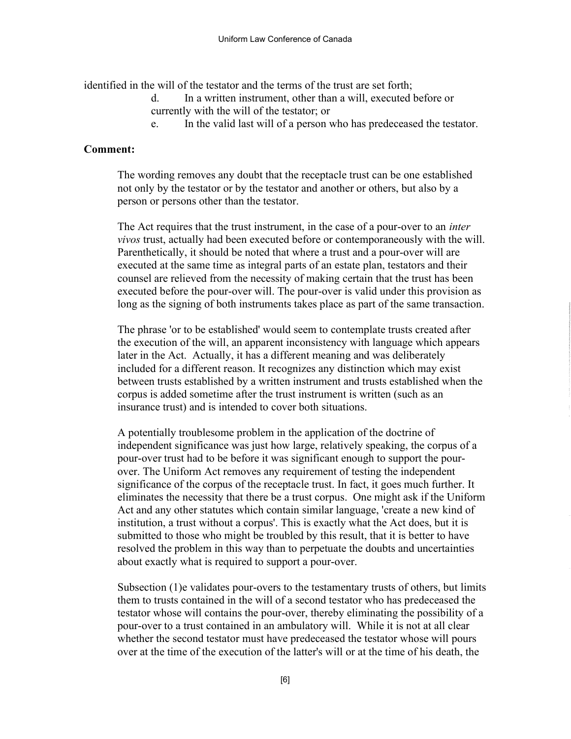identified in the will of the testator and the terms of the trust are set forth;

d. In a written instrument, other than a will, executed before or currently with the will of the testator; or

e. In the valid last will of a person who has predeceased the testator.

**Comment:**

The wording removes any doubt that the receptacle trust can be one established not only by the testator or by the testator and another or others, but also by a person or persons other than the testator.

The Act requires that the trust instrument, in the case of a pour-over to an *inter vivos* trust, actually had been executed before or contemporaneously with the will. Parenthetically, it should be noted that where a trust and a pour-over will are executed at the same time as integral parts of an estate plan, testators and their counsel are relieved from the necessity of making certain that the trust has been executed before the pour-over will. The pour-over is valid under this provision as long as the signing of both instruments takes place as part of the same transaction.

The phrase 'or to be established' would seem to contemplate trusts created after the execution of the will, an apparent inconsistency with language which appears later in the Act. Actually, it has a different meaning and was deliberately included for a different reason. It recognizes any distinction which may exist between trusts established by a written instrument and trusts established when the corpus is added sometime after the trust instrument is written (such as an insurance trust) and is intended to cover both situations.

A potentially troublesome problem in the application of the doctrine of independent significance was just how large, relatively speaking, the corpus of a pour-over trust had to be before it was significant enough to support the pour-over. The Uniform Act removes any requirement of testing the independent significance of the corpus of the receptacle trust. In fact, it goes much further. It eliminates the necessity that there be a trust corpus. One might ask if the Uniform Act and any other statutes which contain similar language, 'create a new kind of institution, a trust without a corpus'. This is exactly what the Act does, but it is submitted to those who might be troubled by this result, that it is better to have resolved the problem in this way than to perpetuate the doubts and uncertainties about exactly what is required to support a pour-over.

Subsection (1)e validates pour-overs to the testamentary trusts of others, but limits them to trusts contained in the will of a second testator who has predeceased the testator whose will contains the pour-over, thereby eliminating the possibility of a pour-over to a trust contained in an ambulatory will. While it is not at all clear whether the second testator must have predeceased the testator whose will pours over at the time of the execution of the latter's will or at the time of his death, the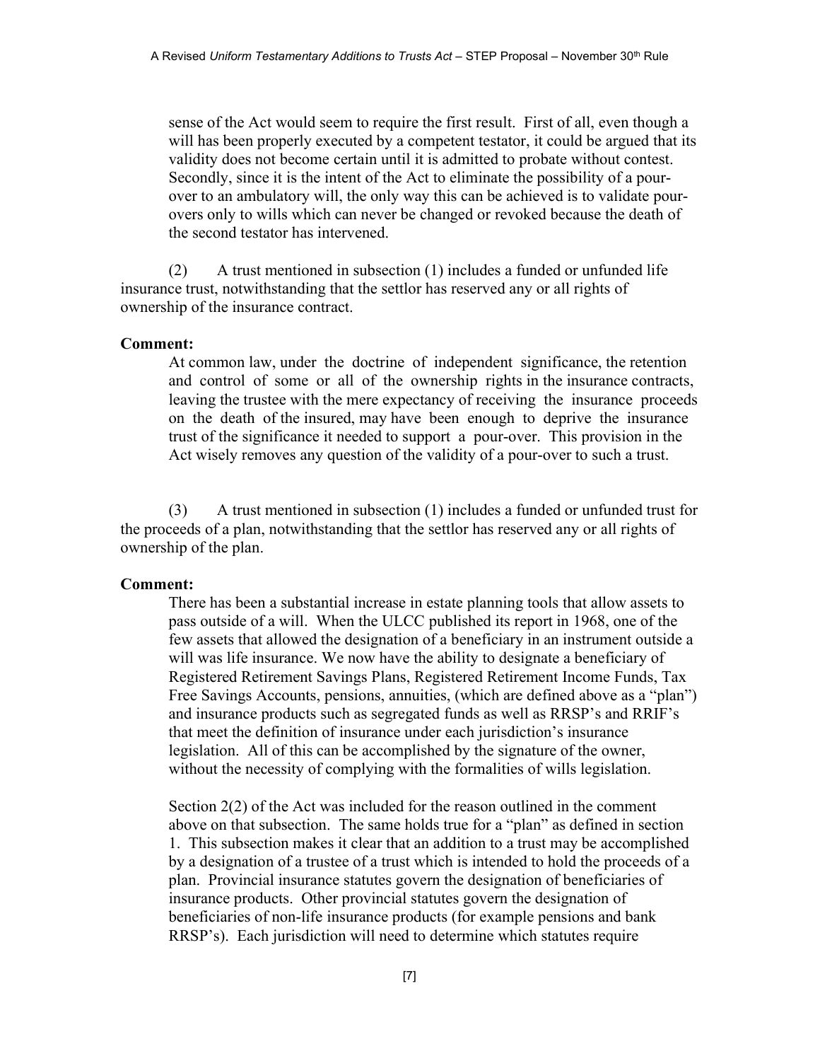sense of the Act would seem to require the first result. First of all, even though a will has been properly executed by a competent testator, it could be argued that its validity does not become certain until it is admitted to probate without contest. Secondly, since it is the intent of the Act to eliminate the possibility of a pour-over to an ambulatory will, the only way this can be achieved is to validate pour-overs only to wills which can never be changed or revoked because the death of the second testator has intervened.

(2) A trust mentioned in subsection (1) includes a funded or unfunded life insurance trust, notwithstanding that the settlor has reserved any or all rights of ownership of the insurance contract.

**Comment:**

At common law, under the doctrine of independent significance, the retention and control of some or all of the ownership rights in the insurance contracts, leaving the trustee with the mere expectancy of receiving the insurance proceeds on the death of the insured, may have been enough to deprive the insurance trust of the significance it needed to support a pour-over. This provision in the Act wisely removes any question of the validity of a pour-over to such a trust.

(3) A trust mentioned in subsection (1) includes a funded or unfunded trust for the proceeds of a plan, notwithstanding that the settlor has reserved any or all rights of ownership of the plan.

**Comment:**

There has been a substantial increase in estate planning tools that allow assets to pass outside of a will. When the ULCC published its report in 1968, one of the few assets that allowed the designation of a beneficiary in an instrument outside a will was life insurance. We now have the ability to designate a beneficiary of Registered Retirement Savings Plans, Registered Retirement Income Funds, Tax Free Savings Accounts, pensions, annuities, (which are defined above as a "plan") and insurance products such as segregated funds as well as RRSP's and RRIF's that meet the definition of insurance under each jurisdiction's insurance legislation. All of this can be accomplished by the signature of the owner, without the necessity of complying with the formalities of wills legislation.

Section 2(2) of the Act was included for the reason outlined in the comment above on that subsection. The same holds true for a "plan" as defined in section 1. This subsection makes it clear that an addition to a trust may be accomplished by a designation of a trustee of a trust which is intended to hold the proceeds of a plan. Provincial insurance statutes govern the designation of beneficiaries of insurance products. Other provincial statutes govern the designation of beneficiaries of non-life insurance products (for example pensions and bank RRSP's). Each jurisdiction will need to determine which statutes require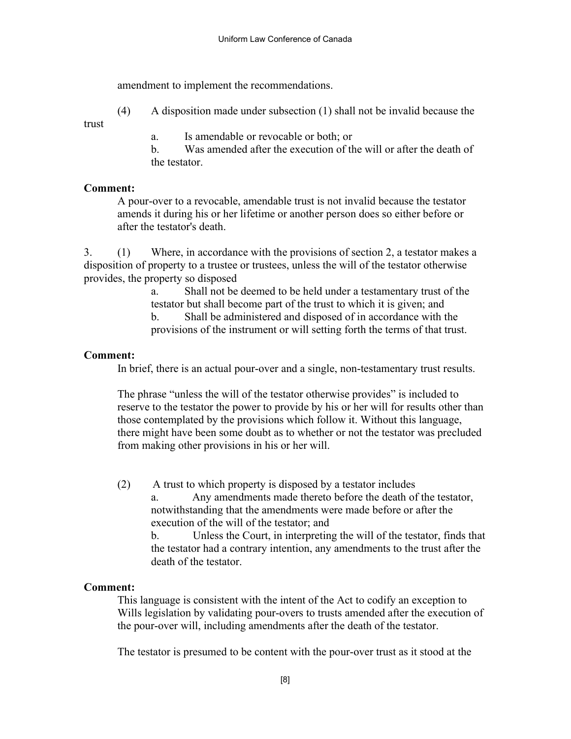amendment to implement the recommendations.

(4) A disposition made under subsection (1) shall not be invalid because the trust

a. Is amendable or revocable or both; or

b. Was amended after the execution of the will or after the death of the testator.

**Comment:**

A pour-over to a revocable, amendable trust is not invalid because the testator amends it during his or her lifetime or another person does so either before or after the testator's death.

3. (1) Where, in accordance with the provisions of section 2, a testator makes a disposition of property to a trustee or trustees, unless the will of the testator otherwise provides, the property so disposed

a. Shall not be deemed to be held under a testamentary trust of the testator but shall become part of the trust to which it is given; and

b. Shall be administered and disposed of in accordance with the provisions of the instrument or will setting forth the terms of that trust.

**Comment:**

In brief, there is an actual pour-over and a single, non-testamentary trust results.

The phrase "unless the will of the testator otherwise provides" is included to reserve to the testator the power to provide by his or her will for results other than those contemplated by the provisions which follow it. Without this language, there might have been some doubt as to whether or not the testator was precluded from making other provisions in his or her will.

(2) A trust to which property is disposed by a testator includes

a. Any amendments made thereto before the death of the testator, notwithstanding that the amendments were made before or after the execution of the will of the testator; and

b. Unless the Court, in interpreting the will of the testator, finds that the testator had a contrary intention, any amendments to the trust after the death of the testator.

**Comment:**

This language is consistent with the intent of the Act to codify an exception to Wills legislation by validating pour-overs to trusts amended after the execution of the pour-over will, including amendments after the death of the testator.

The testator is presumed to be content with the pour-over trust as it stood at the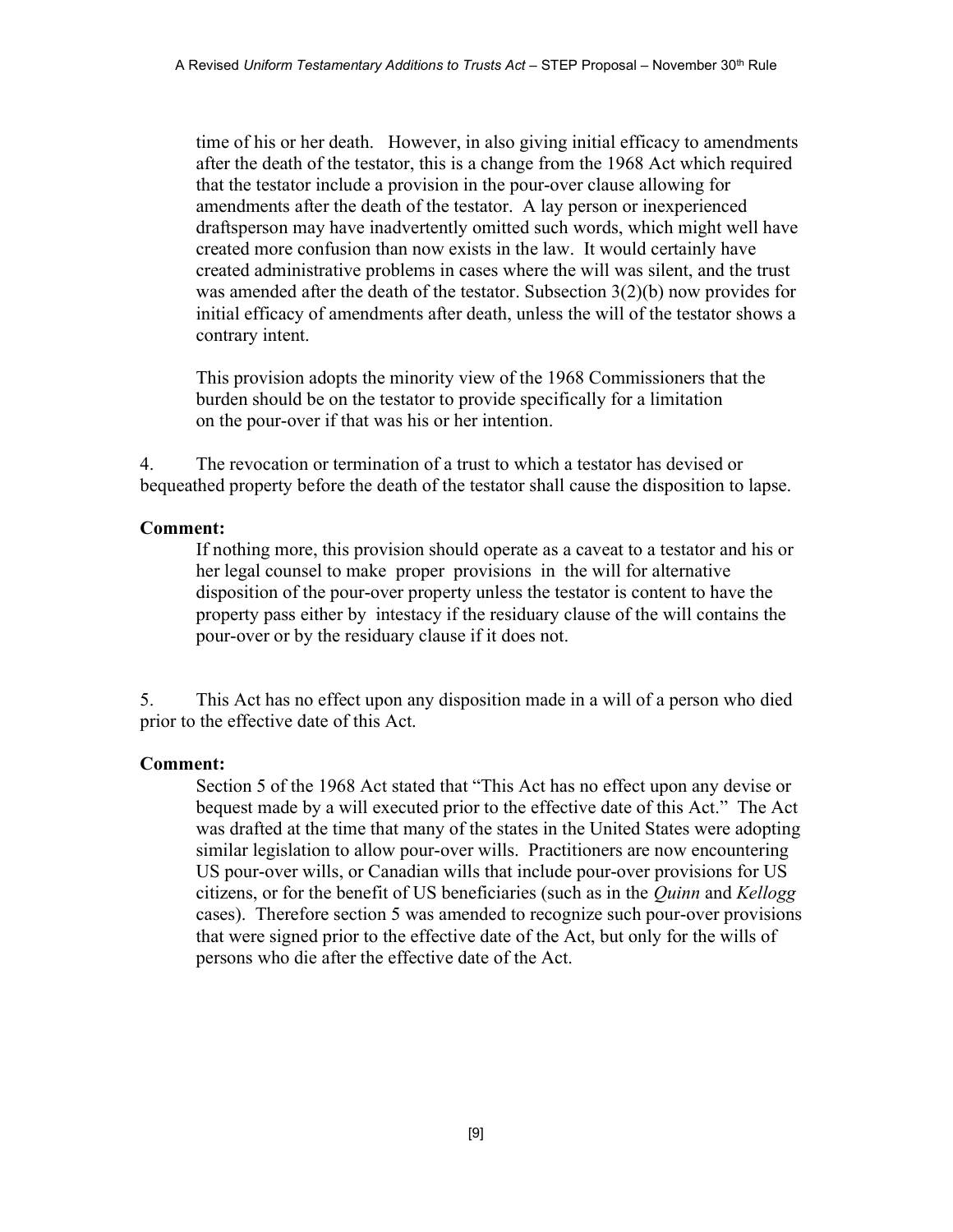time of his or her death. However, in also giving initial efficacy to amendments after the death of the testator, this is a change from the 1968 Act which required that the testator include a provision in the pour-over clause allowing for amendments after the death of the testator. A lay person or inexperienced draftsperson may have inadvertently omitted such words, which might well have created more confusion than now exists in the law. It would certainly have created administrative problems in cases where the will was silent, and the trust was amended after the death of the testator. Subsection 3(2)(b) now provides for initial efficacy of amendments after death, unless the will of the testator shows a contrary intent.

This provision adopts the minority view of the 1968 Commissioners that the burden should be on the testator to provide specifically for a limitation on the pour-over if that was his or her intention.

4. The revocation or termination of a trust to which a testator has devised or bequeathed property before the death of the testator shall cause the disposition to lapse.

**Comment:**

If nothing more, this provision should operate as a caveat to a testator and his or her legal counsel to make proper provisions in the will for alternative disposition of the pour-over property unless the testator is content to have the property pass either by intestacy if the residuary clause of the will contains the pour-over or by the residuary clause if it does not.

5. This Act has no effect upon any disposition made in a will of a person who died prior to the effective date of this Act.

**Comment:**

Section 5 of the 1968 Act stated that "This Act has no effect upon any devise or bequest made by a will executed prior to the effective date of this Act." The Act was drafted at the time that many of the states in the United States were adopting similar legislation to allow pour-over wills. Practitioners are now encountering US pour-over wills, or Canadian wills that include pour-over provisions for US citizens, or for the benefit of US beneficiaries (such as in the *Quinn* and *Kellogg* cases). Therefore section 5 was amended to recognize such pour-over provisions that were signed prior to the effective date of the Act, but only for the wills of persons who die after the effective date of the Act.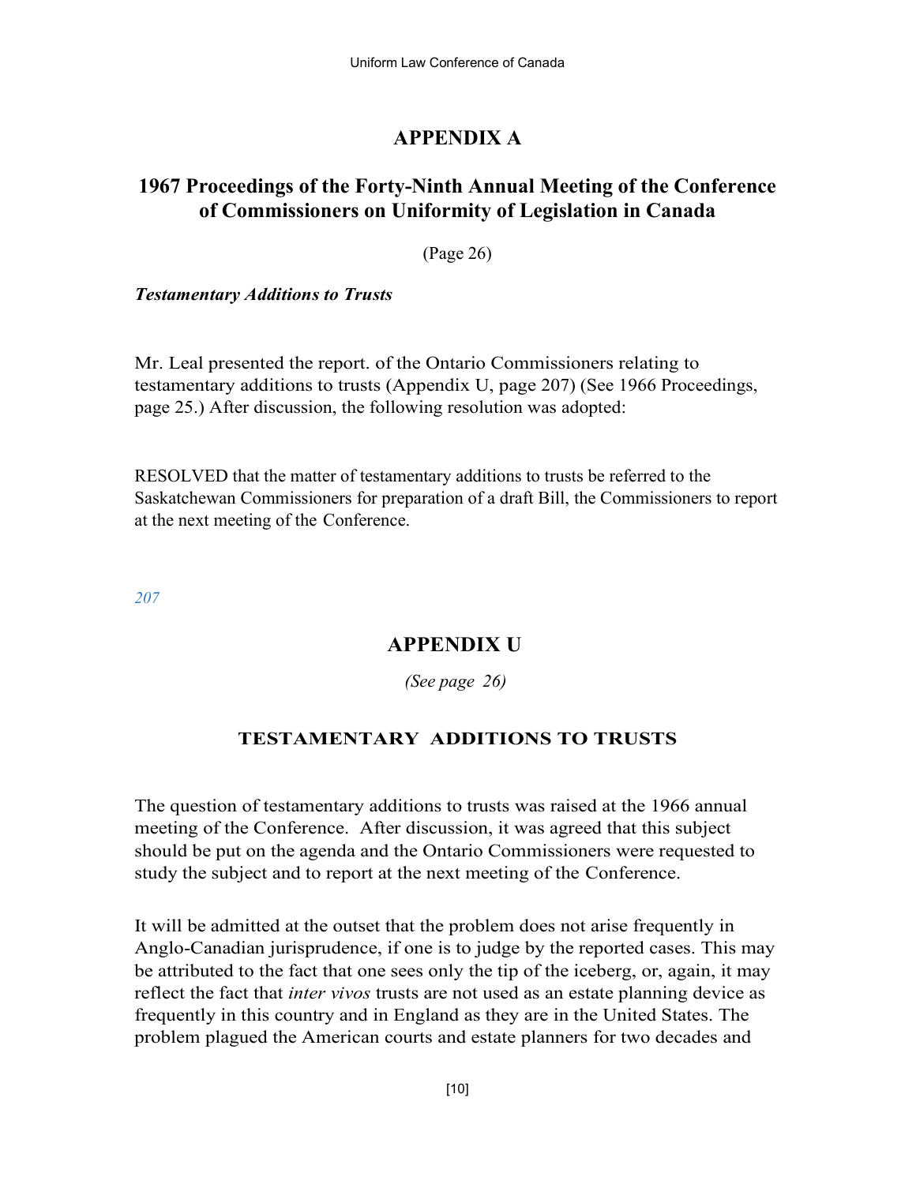# APPENDIX A

## 1967 Proceedings of the Forty-Ninth Annual Meeting of the Conference of Commissioners on Uniformity of Legislation in Canada

(Page 26)

***Testamentary Additions to Trusts***

Mr. Leal presented the report. of the Ontario Commissioners relating to testamentary additions to trusts (Appendix U, page 207) (See 1966 Proceedings, page 25.) After discussion, the following resolution was adopted:

RESOLVED that the matter of testamentary additions to trusts be referred to the Saskatchewan Commissioners for preparation of a draft Bill, the Commissioners to report at the next meeting of the Conference.

*207*

## APPENDIX U

*(See page 26)*

### TESTAMENTARY ADDITIONS TO TRUSTS

The question of testamentary additions to trusts was raised at the 1966 annual meeting of the Conference. After discussion, it was agreed that this subject should be put on the agenda and the Ontario Commissioners were requested to study the subject and to report at the next meeting of the Conference.

It will be admitted at the outset that the problem does not arise frequently in Anglo-Canadian jurisprudence, if one is to judge by the reported cases. This may be attributed to the fact that one sees only the tip of the iceberg, or, again, it may reflect the fact that *inter vivos* trusts are not used as an estate planning device as frequently in this country and in England as they are in the United States. The problem plagued the American courts and estate planners for two decades and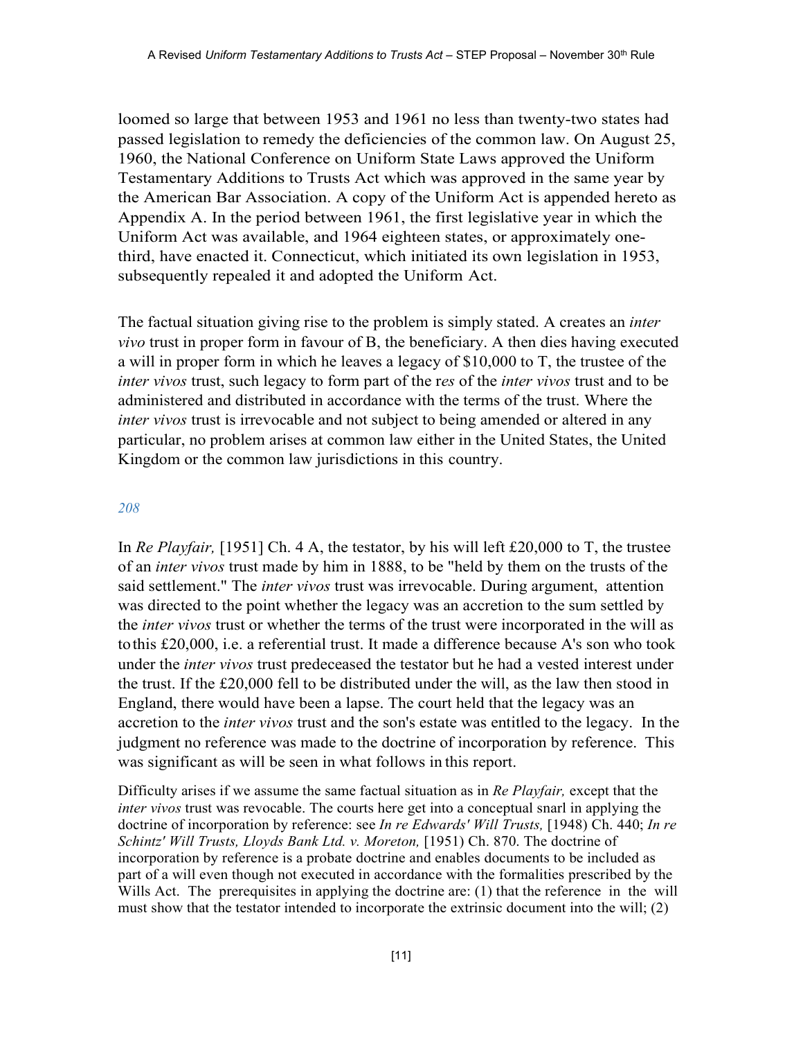loomed so large that between 1953 and 1961 no less than twenty-two states had passed legislation to remedy the deficiencies of the common law. On August 25, 1960, the National Conference on Uniform State Laws approved the Uniform Testamentary Additions to Trusts Act which was approved in the same year by the American Bar Association. A copy of the Uniform Act is appended hereto as Appendix A. In the period between 1961, the first legislative year in which the Uniform Act was available, and 1964 eighteen states, or approximately one-third, have enacted it. Connecticut, which initiated its own legislation in 1953, subsequently repealed it and adopted the Uniform Act.

The factual situation giving rise to the problem is simply stated. A creates an *inter vivo* trust in proper form in favour of B, the beneficiary. A then dies having executed a will in proper form in which he leaves a legacy of $10,000 to T, the trustee of the *inter vivos* trust, such legacy to form part of the r*es* of the *inter vivos* trust and to be administered and distributed in accordance with the terms of the trust. Where the *inter vivos* trust is irrevocable and not subject to being amended or altered in any particular, no problem arises at common law either in the United States, the United Kingdom or the common law jurisdictions in this country.

*208*

In *Re Playfair,* [1951] Ch. 4 A, the testator, by his will left £20,000 to T, the trustee of an *inter vivos* trust made by him in 1888, to be "held by them on the trusts of the said settlement." The *inter vivos* trust was irrevocable. During argument, attention was directed to the point whether the legacy was an accretion to the sum settled by the *inter vivos* trust or whether the terms of the trust were incorporated in the will as to this £20,000, i.e. a referential trust. It made a difference because A's son who took under the *inter vivos* trust predeceased the testator but he had a vested interest under the trust. If the £20,000 fell to be distributed under the will, as the law then stood in England, there would have been a lapse. The court held that the legacy was an accretion to the *inter vivos* trust and the son's estate was entitled to the legacy. In the judgment no reference was made to the doctrine of incorporation by reference. This was significant as will be seen in what follows in this report.

Difficulty arises if we assume the same factual situation as in *Re Playfair,* except that the *inter vivos* trust was revocable. The courts here get into a conceptual snarl in applying the doctrine of incorporation by reference: see *In re Edwards' Will Trusts,* [1948) Ch. 440; *In re Schintz' Will Trusts, Lloyds Bank Ltd. v. Moreton,* [1951) Ch. 870. The doctrine of incorporation by reference is a probate doctrine and enables documents to be included as part of a will even though not executed in accordance with the formalities prescribed by the Wills Act. The prerequisites in applying the doctrine are: (1) that the reference in the will must show that the testator intended to incorporate the extrinsic document into the will; (2)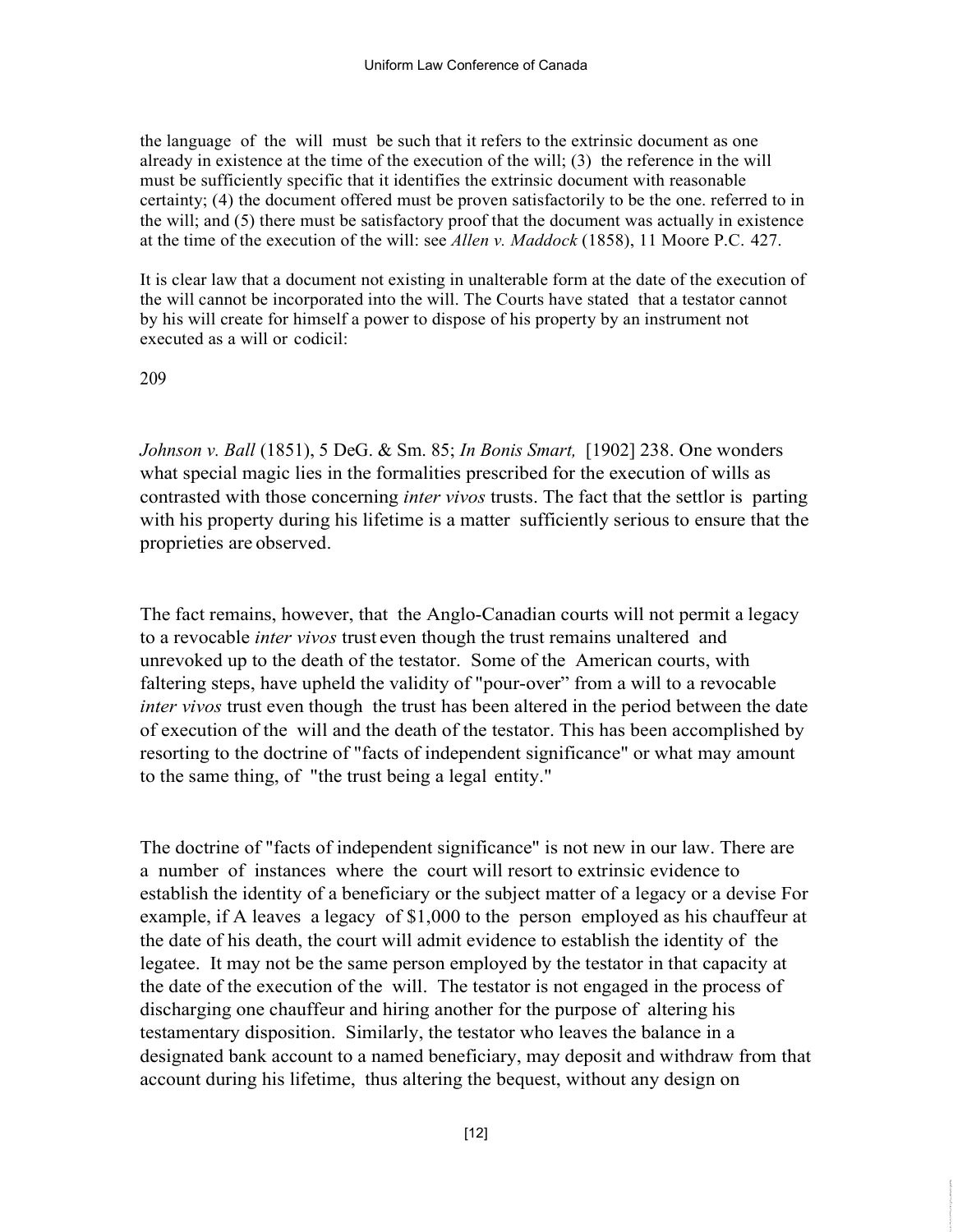the language of the will must be such that it refers to the extrinsic document as one already in existence at the time of the execution of the will; (3) the reference in the will must be sufficiently specific that it identifies the extrinsic document with reasonable certainty; (4) the document offered must be proven satisfactorily to be the one. referred to in the will; and (5) there must be satisfactory proof that the document was actually in existence at the time of the execution of the will: see *Allen v. Maddock* (1858), 11 Moore P.C. 427.

It is clear law that a document not existing in unalterable form at the date of the execution of the will cannot be incorporated into the will. The Courts have stated that a testator cannot by his will create for himself a power to dispose of his property by an instrument not executed as a will or codicil:

209

*Johnson v. Ball* (1851), 5 DeG. & Sm. 85; *In Bonis Smart,* [1902] 238. One wonders what special magic lies in the formalities prescribed for the execution of wills as contrasted with those concerning *inter vivos* trusts. The fact that the settlor is parting with his property during his lifetime is a matter sufficiently serious to ensure that the proprieties are observed.

The fact remains, however, that the Anglo-Canadian courts will not permit a legacy to a revocable *inter vivos* trust even though the trust remains unaltered and unrevoked up to the death of the testator. Some of the American courts, with faltering steps, have upheld the validity of "pour-over" from a will to a revocable *inter vivos* trust even though the trust has been altered in the period between the date of execution of the will and the death of the testator. This has been accomplished by resorting to the doctrine of "facts of independent significance" or what may amount to the same thing, of "the trust being a legal entity."

The doctrine of "facts of independent significance" is not new in our law. There are a number of instances where the court will resort to extrinsic evidence to establish the identity of a beneficiary or the subject matter of a legacy or a devise For example, if A leaves a legacy of $1,000 to the person employed as his chauffeur at the date of his death, the court will admit evidence to establish the identity of the legatee. It may not be the same person employed by the testator in that capacity at the date of the execution of the will. The testator is not engaged in the process of discharging one chauffeur and hiring another for the purpose of altering his testamentary disposition. Similarly, the testator who leaves the balance in a designated bank account to a named beneficiary, may deposit and withdraw from that account during his lifetime, thus altering the bequest, without any design on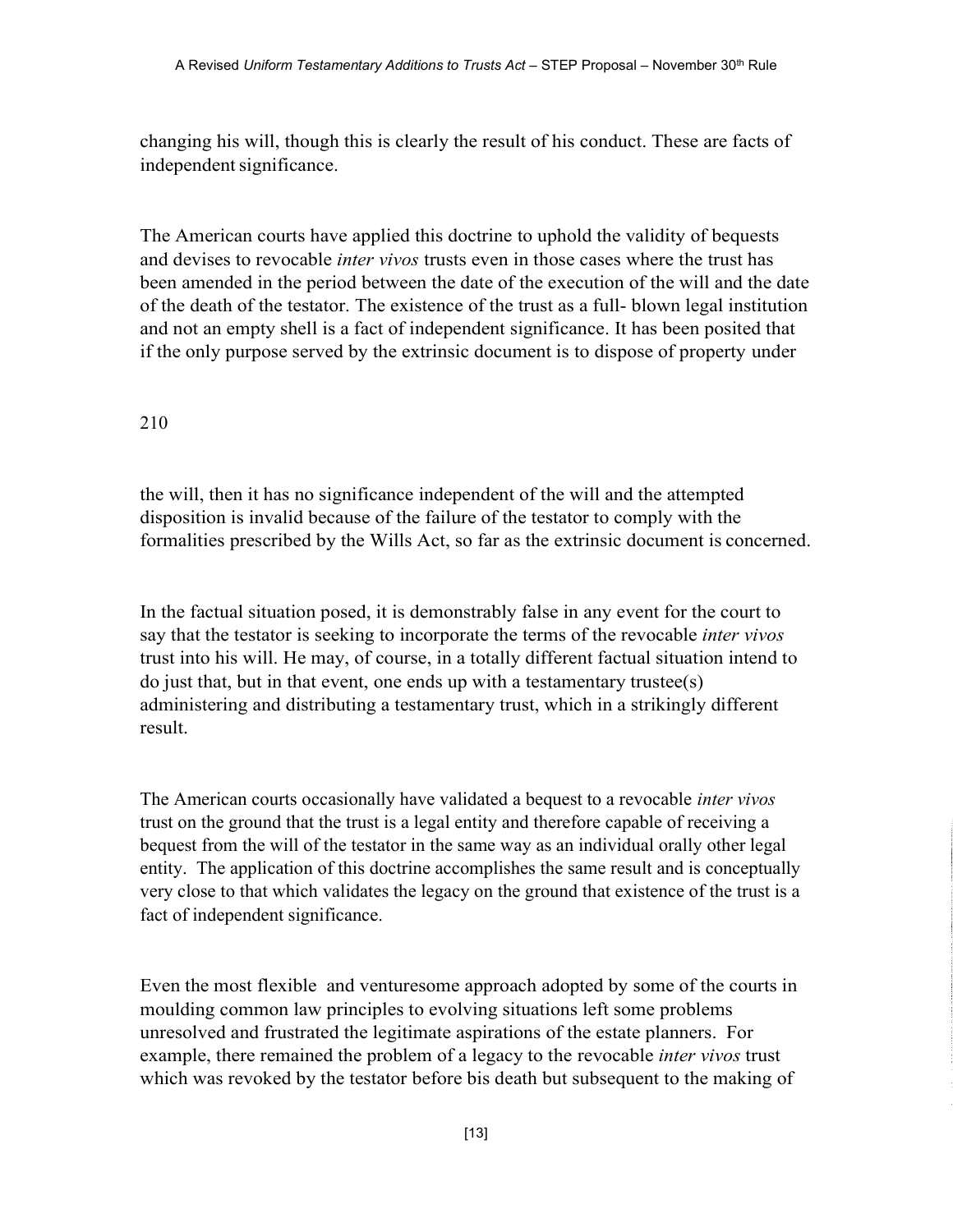changing his will, though this is clearly the result of his conduct. These are facts of independent significance.

The American courts have applied this doctrine to uphold the validity of bequests and devises to revocable *inter vivos* trusts even in those cases where the trust has been amended in the period between the date of the execution of the will and the date of the death of the testator. The existence of the trust as a full- blown legal institution and not an empty shell is a fact of independent significance. It has been posited that if the only purpose served by the extrinsic document is to dispose of property under

210

the will, then it has no significance independent of the will and the attempted disposition is invalid because of the failure of the testator to comply with the formalities prescribed by the Wills Act, so far as the extrinsic document is concerned.

In the factual situation posed, it is demonstrably false in any event for the court to say that the testator is seeking to incorporate the terms of the revocable *inter vivos* trust into his will. He may, of course, in a totally different factual situation intend to do just that, but in that event, one ends up with a testamentary trustee(s) administering and distributing a testamentary trust, which in a strikingly different result.

The American courts occasionally have validated a bequest to a revocable *inter vivos* trust on the ground that the trust is a legal entity and therefore capable of receiving a bequest from the will of the testator in the same way as an individual orally other legal entity. The application of this doctrine accomplishes the same result and is conceptually very close to that which validates the legacy on the ground that existence of the trust is a fact of independent significance.

Even the most flexible and venturesome approach adopted by some of the courts in moulding common law principles to evolving situations left some problems unresolved and frustrated the legitimate aspirations of the estate planners. For example, there remained the problem of a legacy to the revocable *inter vivos* trust which was revoked by the testator before bis death but subsequent to the making of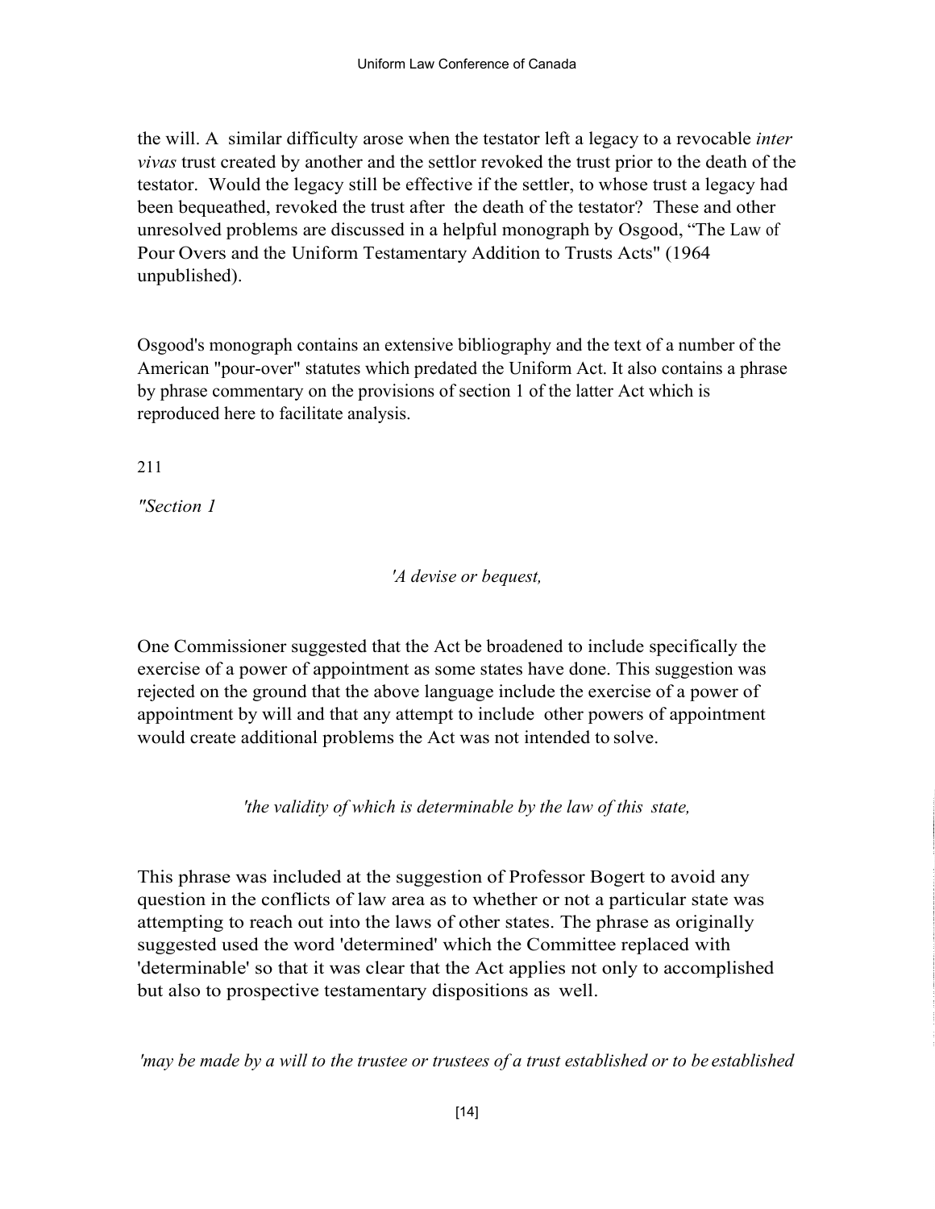the will. A similar difficulty arose when the testator left a legacy to a revocable *inter vivas* trust created by another and the settlor revoked the trust prior to the death of the testator. Would the legacy still be effective if the settler, to whose trust a legacy had been bequeathed, revoked the trust after the death of the testator? These and other unresolved problems are discussed in a helpful monograph by Osgood, "The Law of Pour Overs and the Uniform Testamentary Addition to Trusts Acts" (1964 unpublished).

Osgood's monograph contains an extensive bibliography and the text of a number of the American "pour-over" statutes which predated the Uniform Act. It also contains a phrase by phrase commentary on the provisions of section 1 of the latter Act which is reproduced here to facilitate analysis.

211

*"Section 1*

*'A devise or bequest,*

One Commissioner suggested that the Act be broadened to include specifically the exercise of a power of appointment as some states have done. This suggestion was rejected on the ground that the above language include the exercise of a power of appointment by will and that any attempt to include other powers of appointment would create additional problems the Act was not intended to solve.

*'the validity of which is determinable by the law of this state,*

This phrase was included at the suggestion of Professor Bogert to avoid any question in the conflicts of law area as to whether or not a particular state was attempting to reach out into the laws of other states. The phrase as originally suggested used the word 'determined' which the Committee replaced with 'determinable' so that it was clear that the Act applies not only to accomplished but also to prospective testamentary dispositions as well.

*'may be made by a will to the trustee or trustees of a trust established or to be established*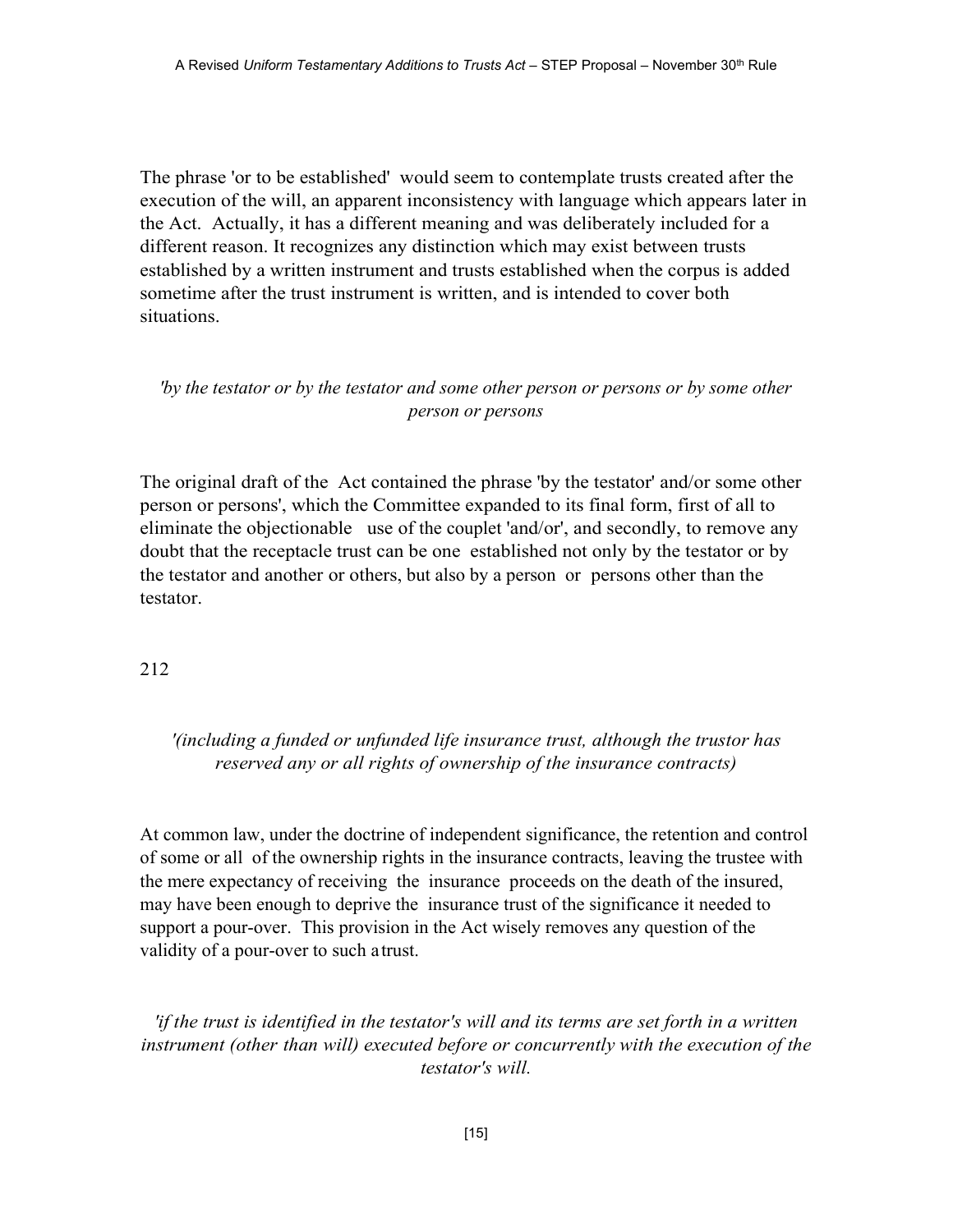The phrase 'or to be established' would seem to contemplate trusts created after the execution of the will, an apparent inconsistency with language which appears later in the Act. Actually, it has a different meaning and was deliberately included for a different reason. It recognizes any distinction which may exist between trusts established by a written instrument and trusts established when the corpus is added sometime after the trust instrument is written, and is intended to cover both situations.

*'by the testator or by the testator and some other person or persons or by some other person or persons*

The original draft of the Act contained the phrase 'by the testator' and/or some other person or persons', which the Committee expanded to its final form, first of all to eliminate the objectionable use of the couplet 'and/or', and secondly, to remove any doubt that the receptacle trust can be one established not only by the testator or by the testator and another or others, but also by a person or persons other than the testator.

212

*'(including a funded or unfunded life insurance trust, although the trustor has reserved any or all rights of ownership of the insurance contracts)*

At common law, under the doctrine of independent significance, the retention and control of some or all of the ownership rights in the insurance contracts, leaving the trustee with the mere expectancy of receiving the insurance proceeds on the death of the insured, may have been enough to deprive the insurance trust of the significance it needed to support a pour-over. This provision in the Act wisely removes any question of the validity of a pour-over to such a trust.

*'if the trust is identified in the testator's will and its terms are set forth in a written instrument (other than will) executed before or concurrently with the execution of the testator's will.*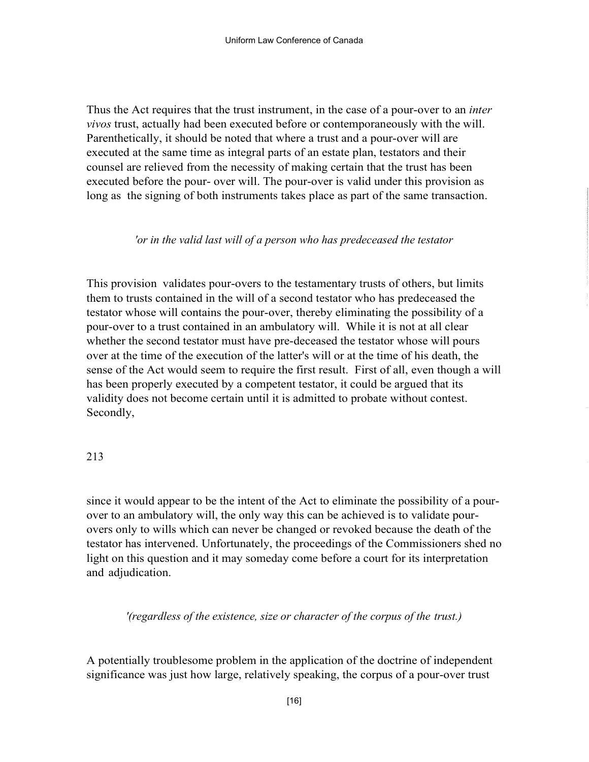Thus the Act requires that the trust instrument, in the case of a pour-over to an *inter vivos* trust, actually had been executed before or contemporaneously with the will. Parenthetically, it should be noted that where a trust and a pour-over will are executed at the same time as integral parts of an estate plan, testators and their counsel are relieved from the necessity of making certain that the trust has been executed before the pour- over will. The pour-over is valid under this provision as long as the signing of both instruments takes place as part of the same transaction.

*'or in the valid last will of a person who has predeceased the testator*

This provision validates pour-overs to the testamentary trusts of others, but limits them to trusts contained in the will of a second testator who has predeceased the testator whose will contains the pour-over, thereby eliminating the possibility of a pour-over to a trust contained in an ambulatory will. While it is not at all clear whether the second testator must have pre-deceased the testator whose will pours over at the time of the execution of the latter's will or at the time of his death, the sense of the Act would seem to require the first result. First of all, even though a will has been properly executed by a competent testator, it could be argued that its validity does not become certain until it is admitted to probate without contest. Secondly,

213

since it would appear to be the intent of the Act to eliminate the possibility of a pour-over to an ambulatory will, the only way this can be achieved is to validate pour-overs only to wills which can never be changed or revoked because the death of the testator has intervened. Unfortunately, the proceedings of the Commissioners shed no light on this question and it may someday come before a court for its interpretation and adjudication.

*'(regardless of the existence, size or character of the corpus of the trust.)*

A potentially troublesome problem in the application of the doctrine of independent significance was just how large, relatively speaking, the corpus of a pour-over trust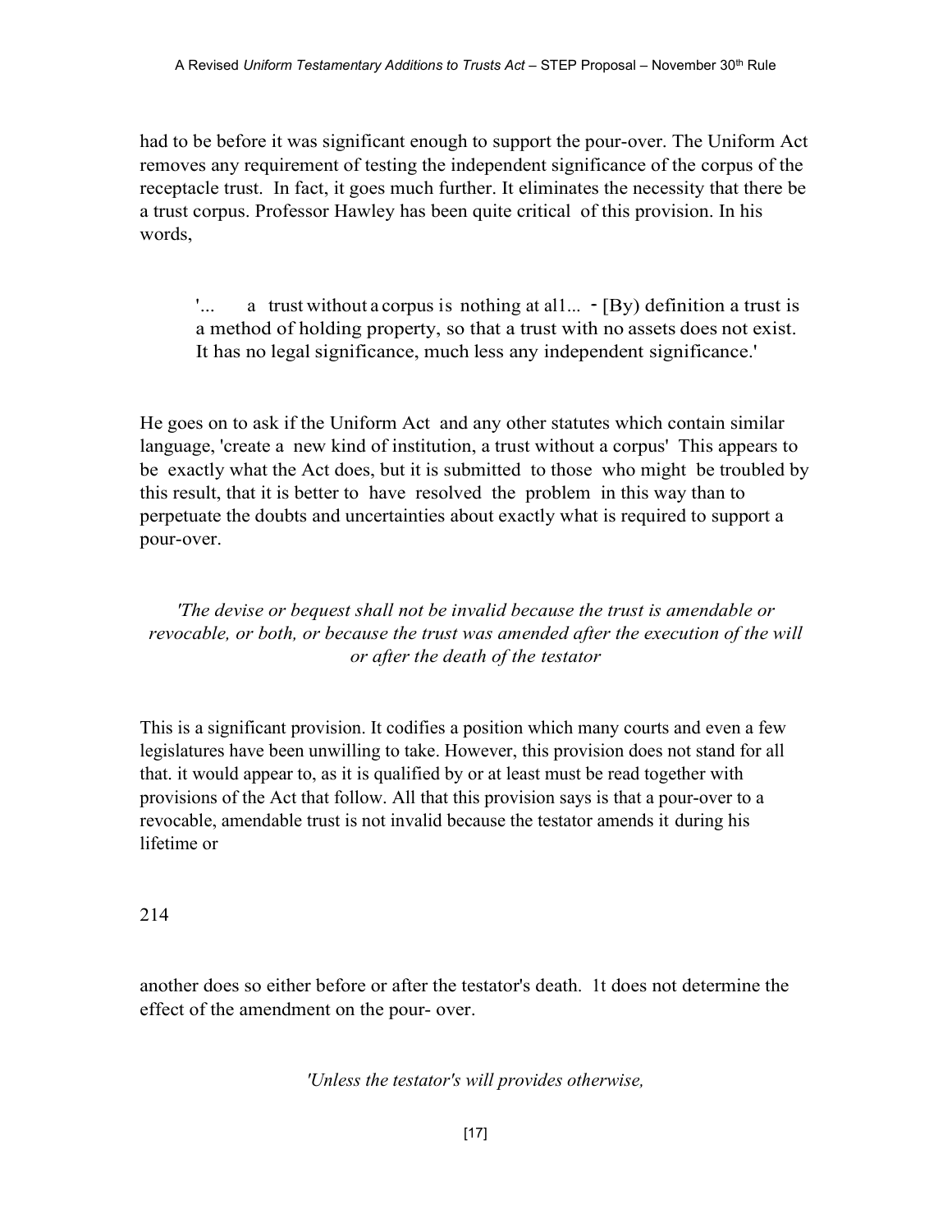had to be before it was significant enough to support the pour-over. The Uniform Act removes any requirement of testing the independent significance of the corpus of the receptacle trust. In fact, it goes much further. It eliminates the necessity that there be a trust corpus. Professor Hawley has been quite critical of this provision. In his words,

> '... a trust without a corpus is nothing at al1... - [By) definition a trust is a method of holding property, so that a trust with no assets does not exist. It has no legal significance, much less any independent significance.'

He goes on to ask if the Uniform Act and any other statutes which contain similar language, 'create a new kind of institution, a trust without a corpus' This appears to be exactly what the Act does, but it is submitted to those who might be troubled by this result, that it is better to have resolved the problem in this way than to perpetuate the doubts and uncertainties about exactly what is required to support a pour-over.

*'The devise or bequest shall not be invalid because the trust is amendable or revocable, or both, or because the trust was amended after the execution of the will or after the death of the testator*

This is a significant provision. It codifies a position which many courts and even a few legislatures have been unwilling to take. However, this provision does not stand for all that. it would appear to, as it is qualified by or at least must be read together with provisions of the Act that follow. All that this provision says is that a pour-over to a revocable, amendable trust is not invalid because the testator amends it during his lifetime or

214

another does so either before or after the testator's death. 1t does not determine the effect of the amendment on the pour- over.

*'Unless the testator's will provides otherwise,*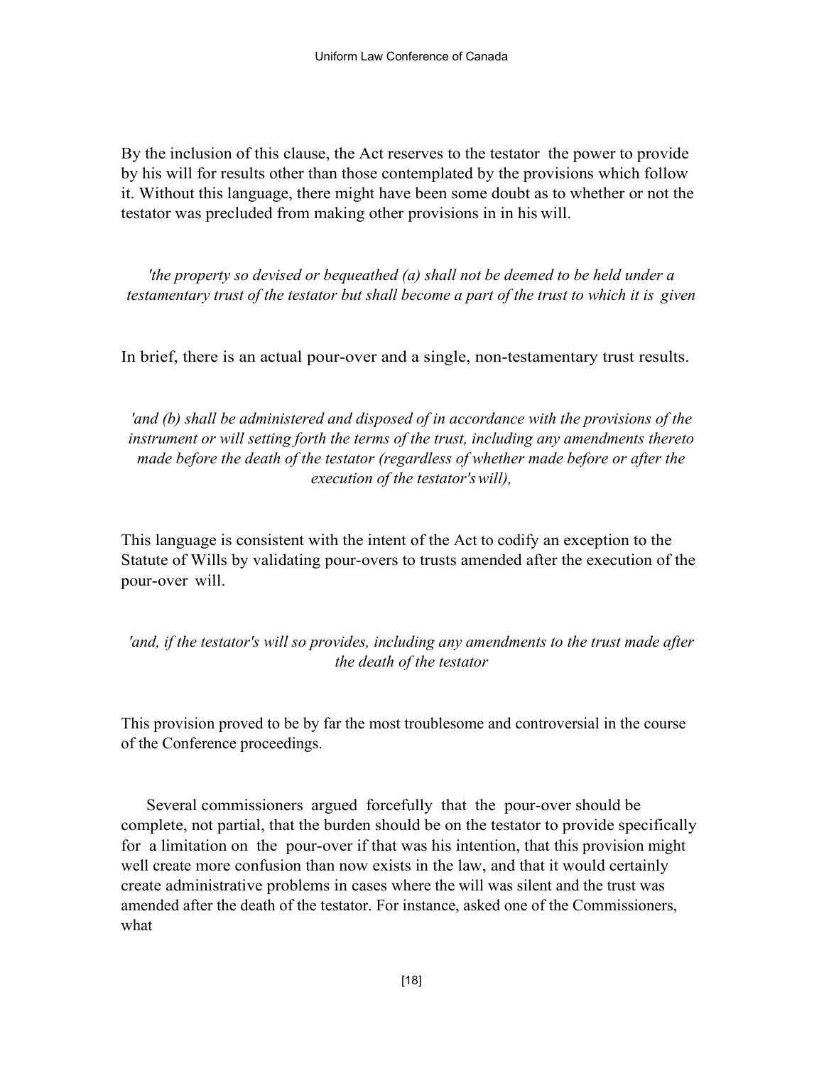By the inclusion of this clause, the Act reserves to the testator the power to provide by his will for results other than those contemplated by the provisions which follow it. Without this language, there might have been some doubt as to whether or not the testator was precluded from making other provisions in in his will.

*'the property so devised or bequeathed (a) shall not be deemed to be held under a testamentary trust of the testator but shall become a part of the trust to which it is given*

In brief, there is an actual pour-over and a single, non-testamentary trust results.

*'and (b) shall be administered and disposed of in accordance with the provisions of the instrument or will setting forth the terms of the trust, including any amendments thereto made before the death of the testator (regardless of whether made before or after the execution of the testator's will),*

This language is consistent with the intent of the Act to codify an exception to the Statute of Wills by validating pour-overs to trusts amended after the execution of the pour-over will.

*'and, if the testator's will so provides, including any amendments to the trust made after the death of the testator*

This provision proved to be by far the most troublesome and controversial in the course of the Conference proceedings.

Several commissioners argued forcefully that the pour-over should be complete, not partial, that the burden should be on the testator to provide specifically for a limitation on the pour-over if that was his intention, that this provision might well create more confusion than now exists in the law, and that it would certainly create administrative problems in cases where the will was silent and the trust was amended after the death of the testator. For instance, asked one of the Commissioners, what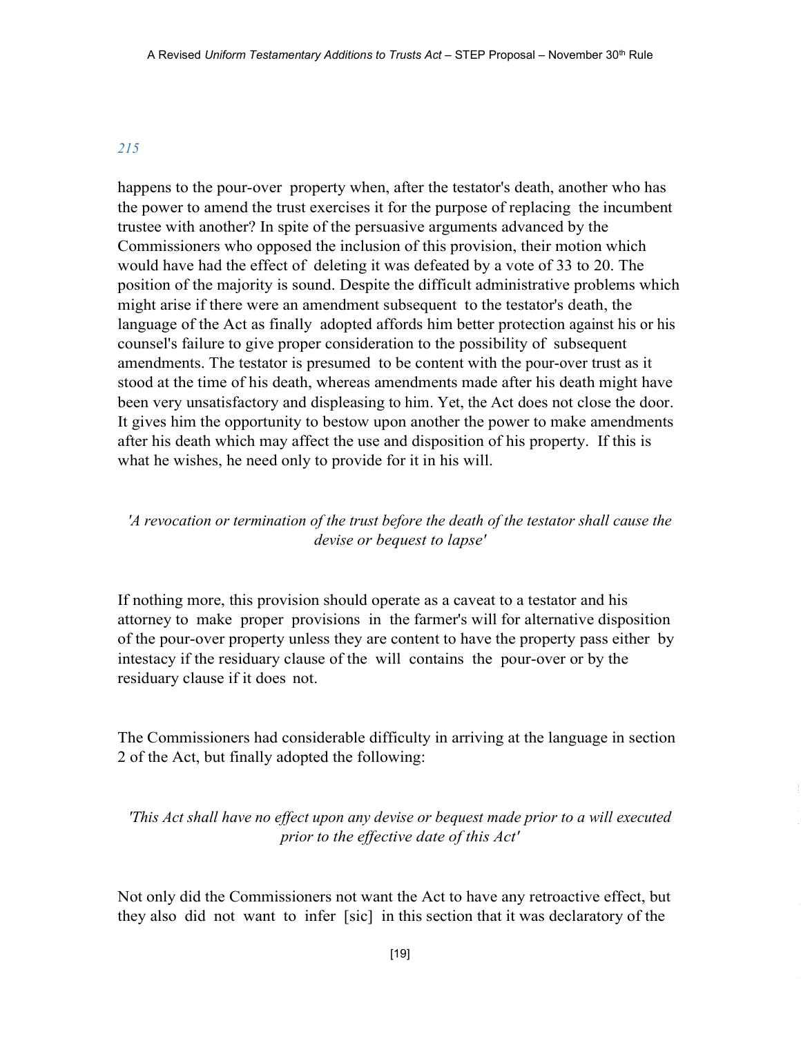*215*

happens to the pour-over property when, after the testator's death, another who has the power to amend the trust exercises it for the purpose of replacing the incumbent trustee with another? In spite of the persuasive arguments advanced by the Commissioners who opposed the inclusion of this provision, their motion which would have had the effect of deleting it was defeated by a vote of 33 to 20. The position of the majority is sound. Despite the difficult administrative problems which might arise if there were an amendment subsequent to the testator's death, the language of the Act as finally adopted affords him better protection against his or his counsel's failure to give proper consideration to the possibility of subsequent amendments. The testator is presumed to be content with the pour-over trust as it stood at the time of his death, whereas amendments made after his death might have been very unsatisfactory and displeasing to him. Yet, the Act does not close the door. It gives him the opportunity to bestow upon another the power to make amendments after his death which may affect the use and disposition of his property. If this is what he wishes, he need only to provide for it in his will.

*'A revocation or termination of the trust before the death of the testator shall cause the devise or bequest to lapse'*

If nothing more, this provision should operate as a caveat to a testator and his attorney to make proper provisions in the farmer's will for alternative disposition of the pour-over property unless they are content to have the property pass either by intestacy if the residuary clause of the will contains the pour-over or by the residuary clause if it does not.

The Commissioners had considerable difficulty in arriving at the language in section 2 of the Act, but finally adopted the following:

*'This Act shall have no effect upon any devise or bequest made prior to a will executed prior to the effective date of this Act'*

Not only did the Commissioners not want the Act to have any retroactive effect, but they also did not want to infer [sic] in this section that it was declaratory of the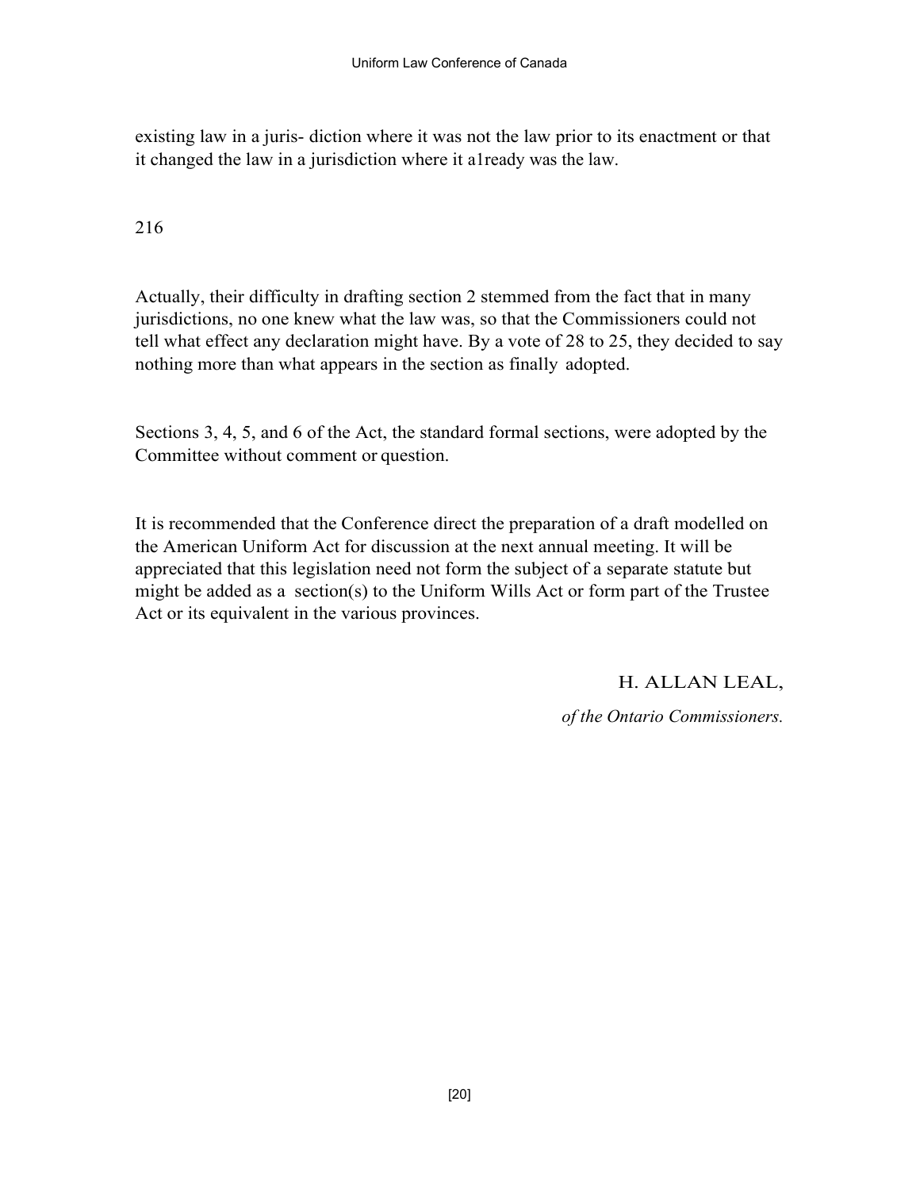existing law in a juris- diction where it was not the law prior to its enactment or that it changed the law in a jurisdiction where it a1ready was the law.

216

Actually, their difficulty in drafting section 2 stemmed from the fact that in many jurisdictions, no one knew what the law was, so that the Commissioners could not tell what effect any declaration might have. By a vote of 28 to 25, they decided to say nothing more than what appears in the section as finally adopted.

Sections 3, 4, 5, and 6 of the Act, the standard formal sections, were adopted by the Committee without comment or question.

It is recommended that the Conference direct the preparation of a draft modelled on the American Uniform Act for discussion at the next annual meeting. It will be appreciated that this legislation need not form the subject of a separate statute but might be added as a section(s) to the Uniform Wills Act or form part of the Trustee Act or its equivalent in the various provinces.

H. ALLAN LEAL,

*of the Ontario Commissioners.*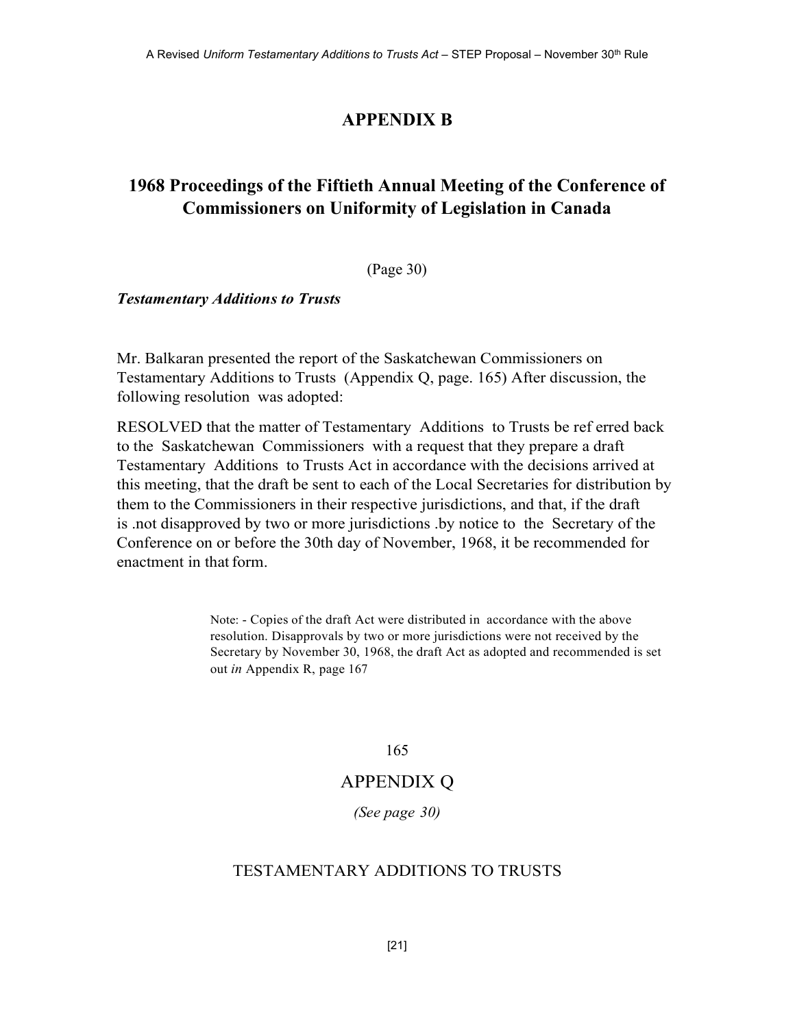# APPENDIX B

## 1968 Proceedings of the Fiftieth Annual Meeting of the Conference of Commissioners on Uniformity of Legislation in Canada

(Page 30)

***Testamentary Additions to Trusts***

Mr. Balkaran presented the report of the Saskatchewan Commissioners on Testamentary Additions to Trusts (Appendix Q, page. 165) After discussion, the following resolution was adopted:

RESOLVED that the matter of Testamentary Additions to Trusts be ref erred back to the Saskatchewan Commissioners with a request that they prepare a draft Testamentary Additions to Trusts Act in accordance with the decisions arrived at this meeting, that the draft be sent to each of the Local Secretaries for distribution by them to the Commissioners in their respective jurisdictions, and that, if the draft is .not disapproved by two or more jurisdictions .by notice to the Secretary of the Conference on or before the 30th day of November, 1968, it be recommended for enactment in that form.

> Note: - Copies of the draft Act were distributed in accordance with the above resolution. Disapprovals by two or more jurisdictions were not received by the Secretary by November 30, 1968, the draft Act as adopted and recommended is set out *in* Appendix R, page 167

165

## APPENDIX Q

*(See page 30)*

### TESTAMENTARY ADDITIONS TO TRUSTS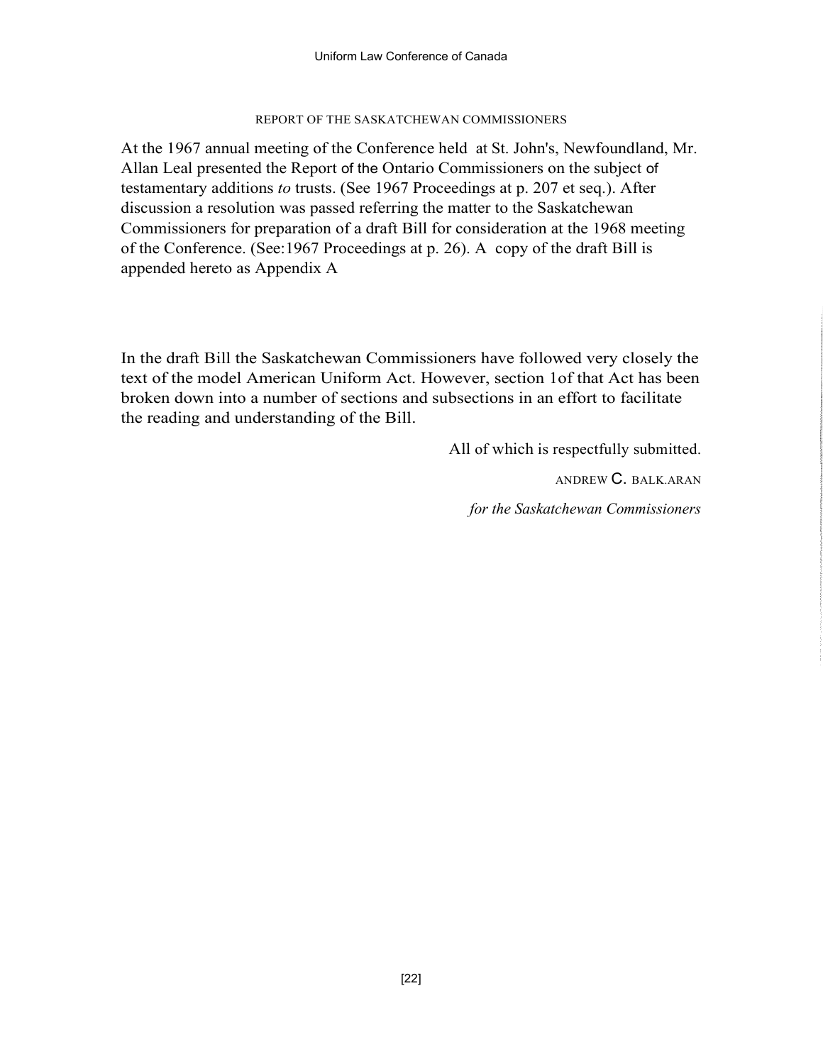## REPORT OF THE SASKATCHEWAN COMMISSIONERS

At the 1967 annual meeting of the Conference held at St. John's, Newfoundland, Mr. Allan Leal presented the Report of the Ontario Commissioners on the subject of testamentary additions *to* trusts. (See 1967 Proceedings at p. 207 et seq.). After discussion a resolution was passed referring the matter to the Saskatchewan Commissioners for preparation of a draft Bill for consideration at the 1968 meeting of the Conference. (See:1967 Proceedings at p. 26). A copy of the draft Bill is appended hereto as Appendix A

In the draft Bill the Saskatchewan Commissioners have followed very closely the text of the model American Uniform Act. However, section 1of that Act has been broken down into a number of sections and subsections in an effort to facilitate the reading and understanding of the Bill.

All of which is respectfully submitted.

ANDREW C. BALK.ARAN

*for the Saskatchewan Commissioners*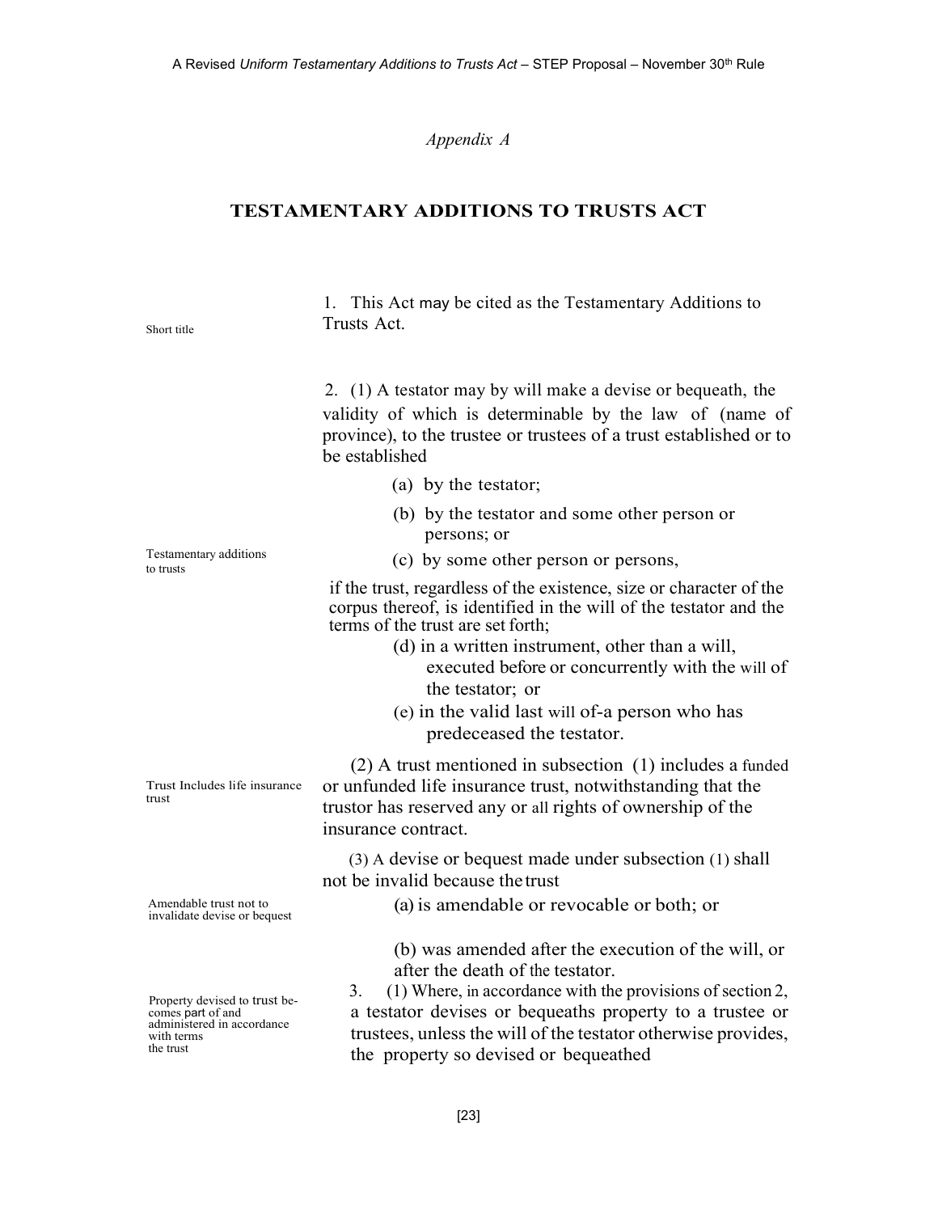*Appendix A*

## TESTAMENTARY ADDITIONS TO TRUSTS ACT

Short title

1. This Act may be cited as the Testamentary Additions to Trusts Act.

Testamentary additions to trusts

2. (1) A testator may by will make a devise or bequeath, the validity of which is determinable by the law of (name of province), to the trustee or trustees of a trust established or to be established

(a) by the testator;

(b) by the testator and some other person or persons; or

(c) by some other person or persons,

if the trust, regardless of the existence, size or character of the corpus thereof, is identified in the will of the testator and the terms of the trust are set forth;

(d) in a written instrument, other than a will, executed before or concurrently with the will of the testator; or

(e) in the valid last will of-a person who has predeceased the testator.

Trust Includes life insurance trust

(2) A trust mentioned in subsection (1) includes a funded or unfunded life insurance trust, notwithstanding that the trustor has reserved any or all rights of ownership of the insurance contract.

Amendable trust not to invalidate devise or bequest

(3) A devise or bequest made under subsection (1) shall not be invalid because the trust

(a) is amendable or revocable or both; or

(b) was amended after the execution of the will, or after the death of the testator.

Property devised to trust becomes part of and administered in accordance with terms the trust

3. (1) Where, in accordance with the provisions of section 2, a testator devises or bequeaths property to a trustee or trustees, unless the will of the testator otherwise provides, the property so devised or bequeathed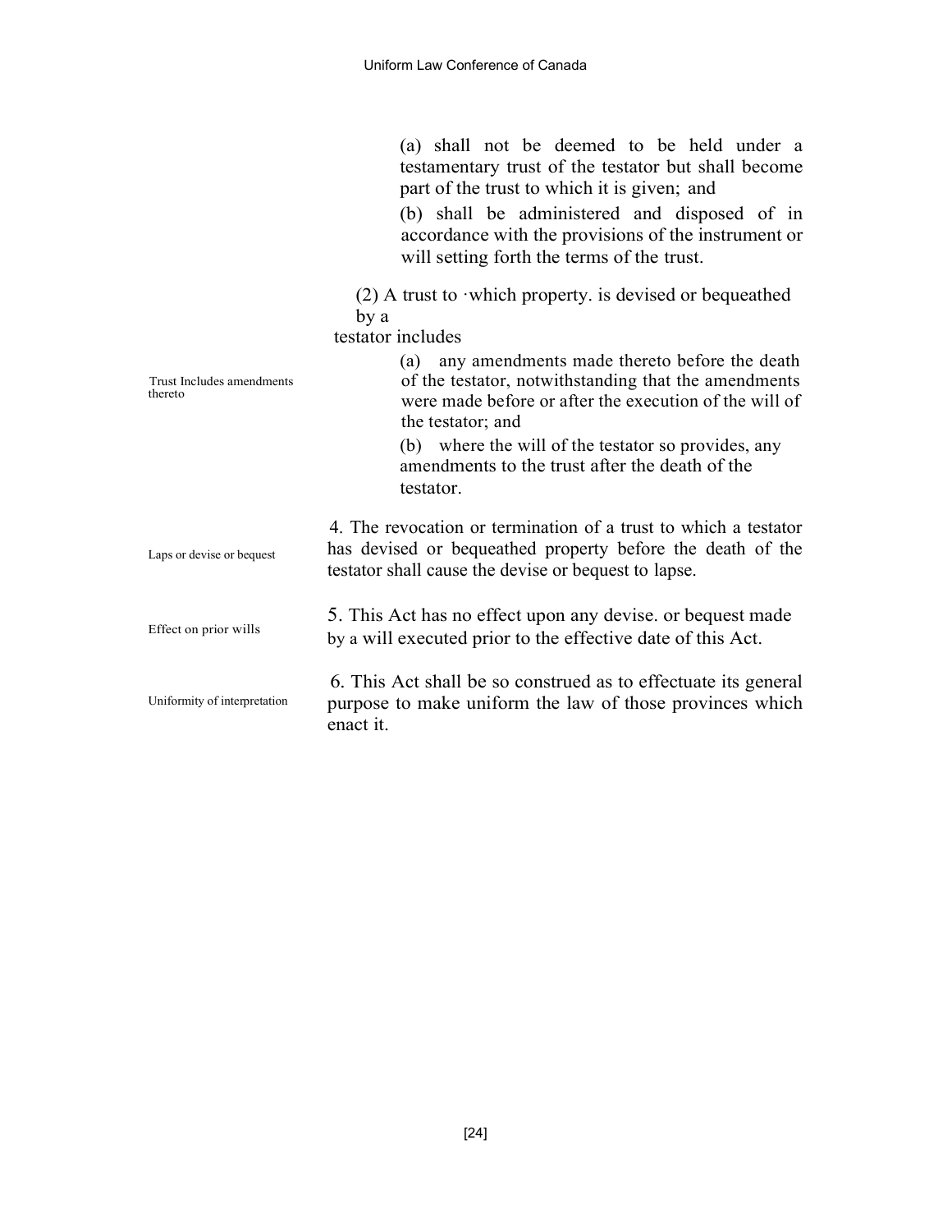(a) shall not be deemed to be held under a testamentary trust of the testator but shall become part of the trust to which it is given; and

(b) shall be administered and disposed of in accordance with the provisions of the instrument or will setting forth the terms of the trust.

Trust Includes amendments thereto

(2) A trust to ·which property. is devised or bequeathed by a testator includes

(a) any amendments made thereto before the death of the testator, notwithstanding that the amendments were made before or after the execution of the will of the testator; and

(b) where the will of the testator so provides, any amendments to the trust after the death of the testator.

Laps or devise or bequest

4. The revocation or termination of a trust to which a testator has devised or bequeathed property before the death of the testator shall cause the devise or bequest to lapse.

Effect on prior wills

5. This Act has no effect upon any devise. or bequest made by a will executed prior to the effective date of this Act.

Uniformity of interpretation

6. This Act shall be so construed as to effectuate its general purpose to make uniform the law of those provinces which enact it.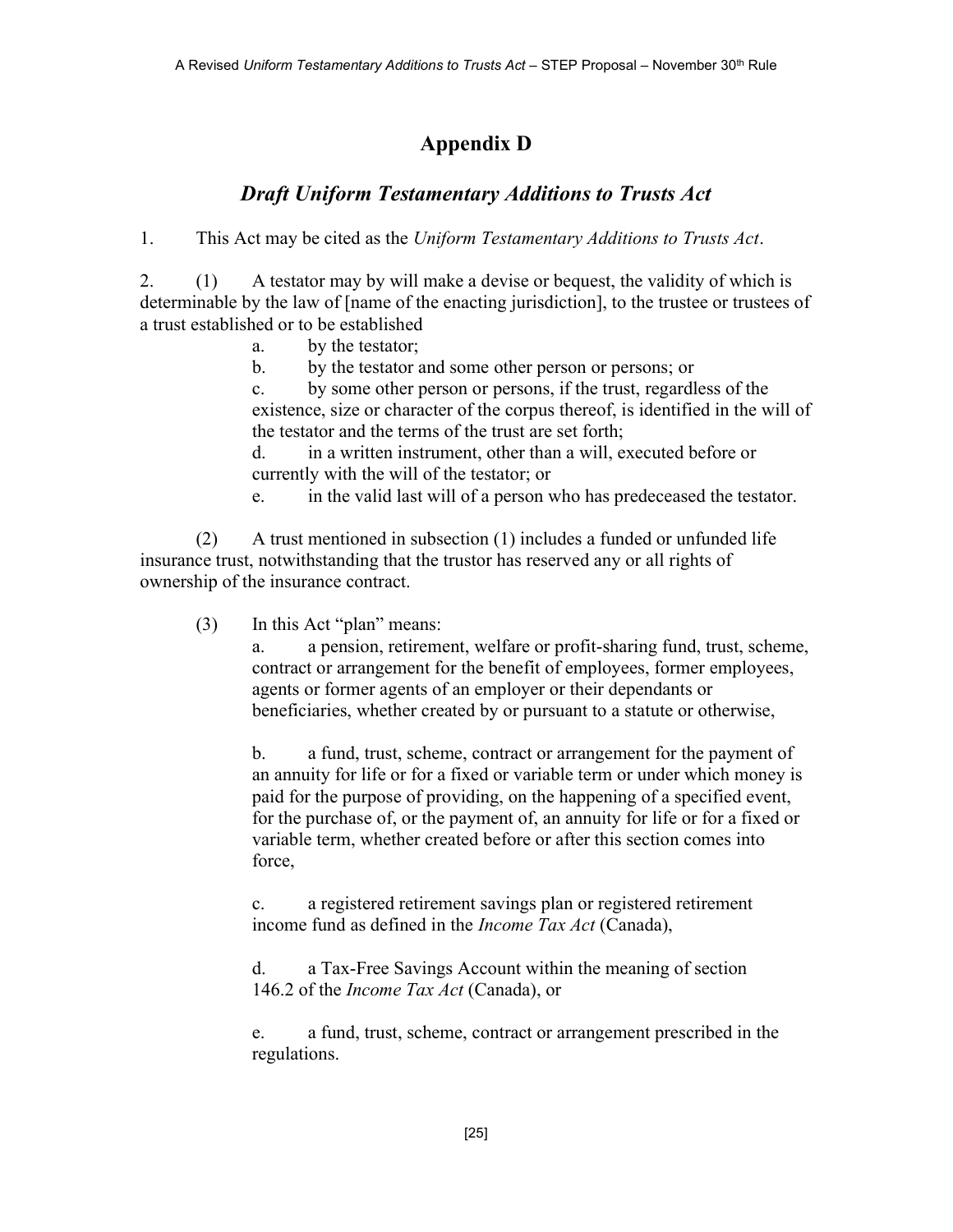# Appendix D

## *Draft Uniform Testamentary Additions to Trusts Act*

1. This Act may be cited as the *Uniform Testamentary Additions to Trusts Act*.

2. (1) A testator may by will make a devise or bequest, the validity of which is determinable by the law of [name of the enacting jurisdiction], to the trustee or trustees of a trust established or to be established

   a. by the testator;

   b. by the testator and some other person or persons; or

   c. by some other person or persons, if the trust, regardless of the existence, size or character of the corpus thereof, is identified in the will of the testator and the terms of the trust are set forth;

   d. in a written instrument, other than a will, executed before or currently with the will of the testator; or

   e. in the valid last will of a person who has predeceased the testator.

(2) A trust mentioned in subsection (1) includes a funded or unfunded life insurance trust, notwithstanding that the trustor has reserved any or all rights of ownership of the insurance contract.

(3) In this Act "plan" means:

   a. a pension, retirement, welfare or profit-sharing fund, trust, scheme, contract or arrangement for the benefit of employees, former employees, agents or former agents of an employer or their dependants or beneficiaries, whether created by or pursuant to a statute or otherwise,

   b. a fund, trust, scheme, contract or arrangement for the payment of an annuity for life or for a fixed or variable term or under which money is paid for the purpose of providing, on the happening of a specified event, for the purchase of, or the payment of, an annuity for life or for a fixed or variable term, whether created before or after this section comes into force,

   c. a registered retirement savings plan or registered retirement income fund as defined in the *Income Tax Act* (Canada),

   d. a Tax-Free Savings Account within the meaning of section 146.2 of the *Income Tax Act* (Canada), or

   e. a fund, trust, scheme, contract or arrangement prescribed in the regulations.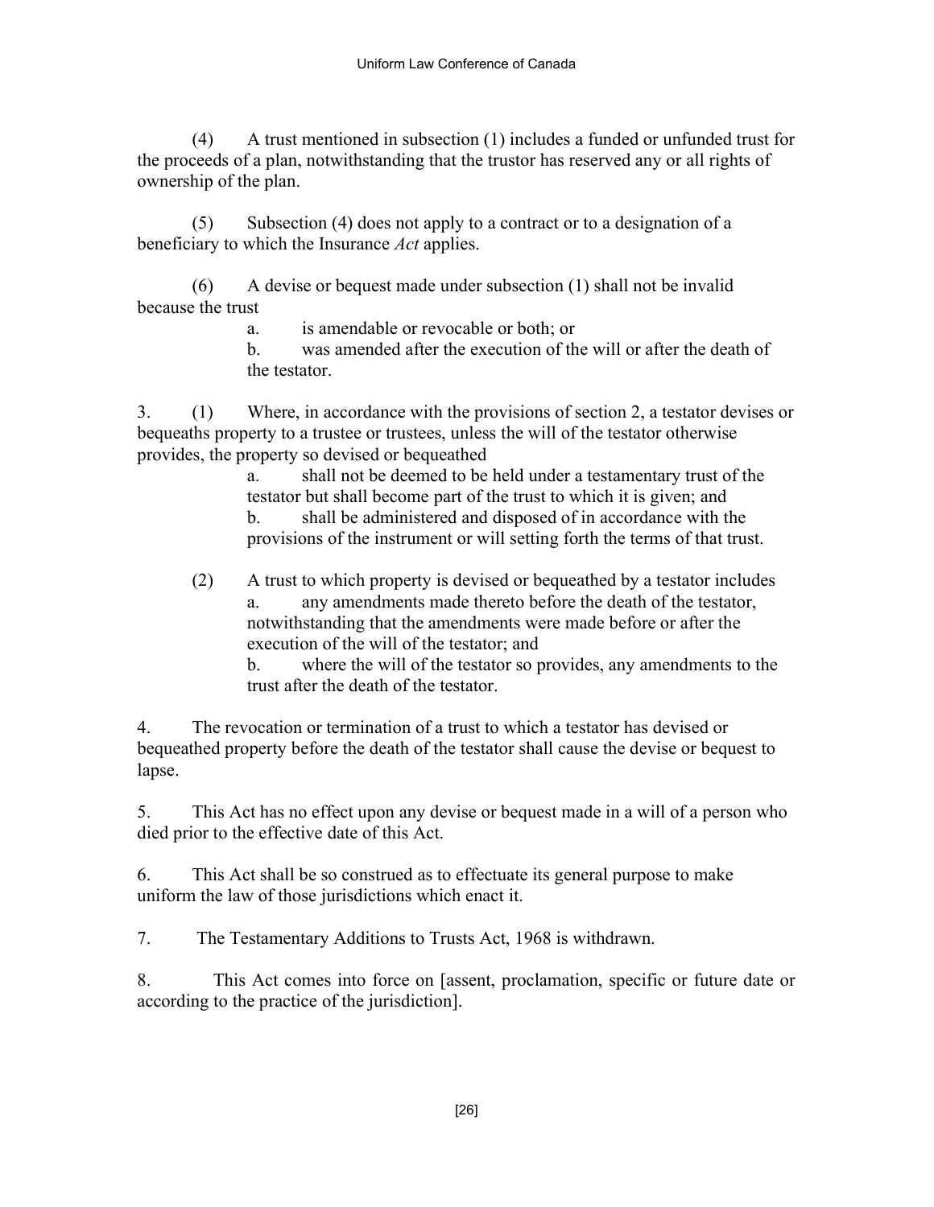(4) A trust mentioned in subsection (1) includes a funded or unfunded trust for the proceeds of a plan, notwithstanding that the trustor has reserved any or all rights of ownership of the plan.

(5) Subsection (4) does not apply to a contract or to a designation of a beneficiary to which the Insurance *Act* applies.

(6) A devise or bequest made under subsection (1) shall not be invalid because the trust

a. is amendable or revocable or both; or

b. was amended after the execution of the will or after the death of the testator.

3. (1) Where, in accordance with the provisions of section 2, a testator devises or bequeaths property to a trustee or trustees, unless the will of the testator otherwise provides, the property so devised or bequeathed

a. shall not be deemed to be held under a testamentary trust of the testator but shall become part of the trust to which it is given; and

b. shall be administered and disposed of in accordance with the provisions of the instrument or will setting forth the terms of that trust.

(2) A trust to which property is devised or bequeathed by a testator includes

a. any amendments made thereto before the death of the testator, notwithstanding that the amendments were made before or after the execution of the will of the testator; and

b. where the will of the testator so provides, any amendments to the trust after the death of the testator.

4. The revocation or termination of a trust to which a testator has devised or bequeathed property before the death of the testator shall cause the devise or bequest to lapse.

5. This Act has no effect upon any devise or bequest made in a will of a person who died prior to the effective date of this Act.

6. This Act shall be so construed as to effectuate its general purpose to make uniform the law of those jurisdictions which enact it.

7. The Testamentary Additions to Trusts Act, 1968 is withdrawn.

8. This Act comes into force on [assent, proclamation, specific or future date or according to the practice of the jurisdiction].